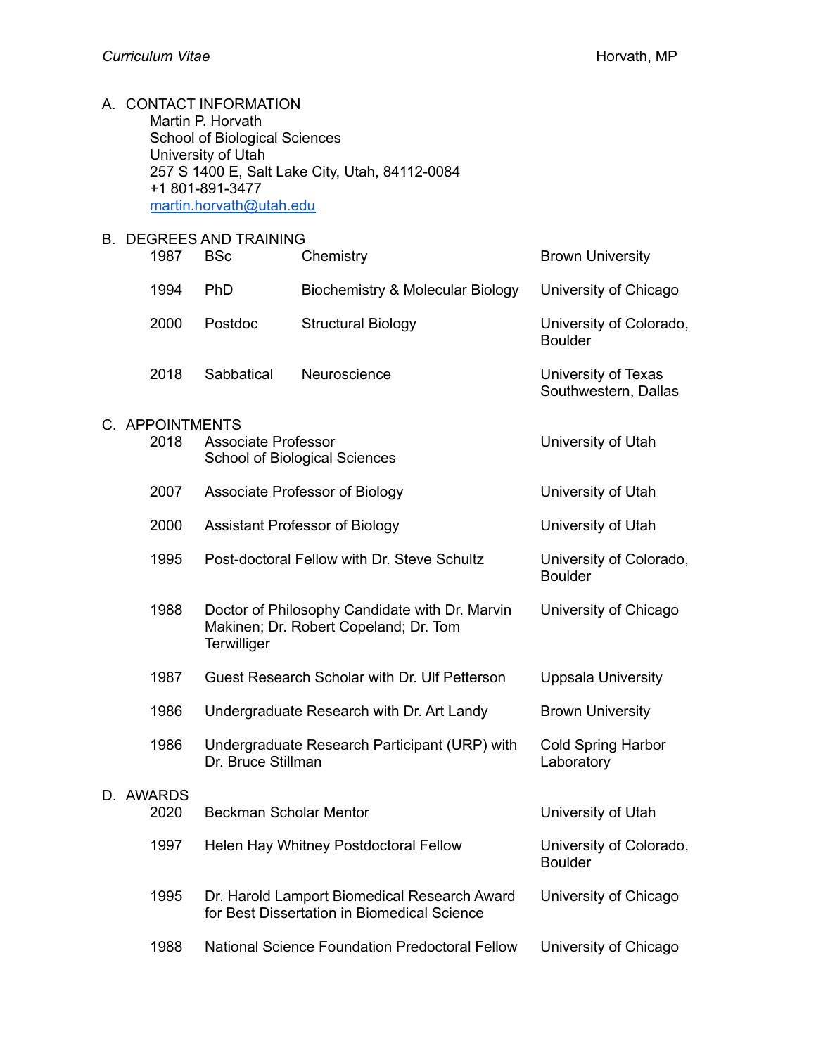## A. CONTACT INFORMATION

Martin P. Horvath
School of Biological Sciences
University of Utah
257 S 1400 E, Salt Lake City, Utah, 84112-0084
+1 801-891-3477
martin.horvath@utah.edu

## B. DEGREES AND TRAINING

| | | | |
|---|---|---|---|
| 1987 | BSc | Chemistry | Brown University |
| 1994 | PhD | Biochemistry & Molecular Biology | University of Chicago |
| 2000 | Postdoc | Structural Biology | University of Colorado, Boulder |
| 2018 | Sabbatical | Neuroscience | University of Texas Southwestern, Dallas |

## C. APPOINTMENTS

| | | |
|---|---|---|
| 2018 | Associate Professor<br>School of Biological Sciences | University of Utah |
| 2007 | Associate Professor of Biology | University of Utah |
| 2000 | Assistant Professor of Biology | University of Utah |
| 1995 | Post-doctoral Fellow with Dr. Steve Schultz | University of Colorado, Boulder |
| 1988 | Doctor of Philosophy Candidate with Dr. Marvin Makinen; Dr. Robert Copeland; Dr. Tom Terwilliger | University of Chicago |
| 1987 | Guest Research Scholar with Dr. Ulf Petterson | Uppsala University |
| 1986 | Undergraduate Research with Dr. Art Landy | Brown University |
| 1986 | Undergraduate Research Participant (URP) with Dr. Bruce Stillman | Cold Spring Harbor Laboratory |

## D. AWARDS

| | | |
|---|---|---|
| 2020 | Beckman Scholar Mentor | University of Utah |
| 1997 | Helen Hay Whitney Postdoctoral Fellow | University of Colorado, Boulder |
| 1995 | Dr. Harold Lamport Biomedical Research Award for Best Dissertation in Biomedical Science | University of Chicago |
| 1988 | National Science Foundation Predoctoral Fellow | University of Chicago |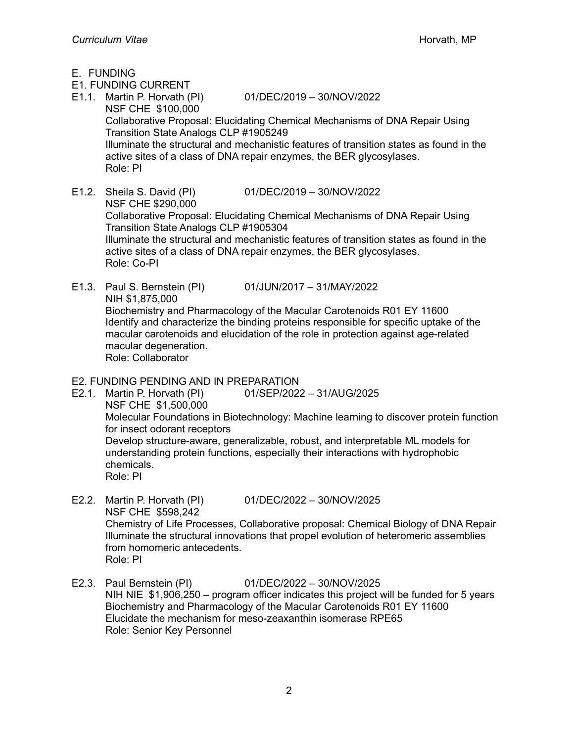## E. FUNDING

### E1. FUNDING CURRENT

E1.1. Martin P. Horvath (PI) 01/DEC/2019 – 30/NOV/2022
NSF CHE $100,000
Collaborative Proposal: Elucidating Chemical Mechanisms of DNA Repair Using Transition State Analogs CLP #1905249
Illuminate the structural and mechanistic features of transition states as found in the active sites of a class of DNA repair enzymes, the BER glycosylases.
Role: PI

E1.2. Sheila S. David (PI) 01/DEC/2019 – 30/NOV/2022
NSF CHE $290,000
Collaborative Proposal: Elucidating Chemical Mechanisms of DNA Repair Using Transition State Analogs CLP #1905304
Illuminate the structural and mechanistic features of transition states as found in the active sites of a class of DNA repair enzymes, the BER glycosylases.
Role: Co-PI

E1.3. Paul S. Bernstein (PI) 01/JUN/2017 – 31/MAY/2022
NIH $1,875,000
Biochemistry and Pharmacology of the Macular Carotenoids R01 EY 11600
Identify and characterize the binding proteins responsible for specific uptake of the macular carotenoids and elucidation of the role in protection against age-related macular degeneration.
Role: Collaborator

### E2. FUNDING PENDING AND IN PREPARATION

E2.1. Martin P. Horvath (PI) 01/SEP/2022 – 31/AUG/2025
NSF CHE $1,500,000
Molecular Foundations in Biotechnology: Machine learning to discover protein function for insect odorant receptors
Develop structure-aware, generalizable, robust, and interpretable ML models for understanding protein functions, especially their interactions with hydrophobic chemicals.
Role: PI

E2.2. Martin P. Horvath (PI) 01/DEC/2022 – 30/NOV/2025
NSF CHE $598,242
Chemistry of Life Processes, Collaborative proposal: Chemical Biology of DNA Repair
Illuminate the structural innovations that propel evolution of heteromeric assemblies from homomeric antecedents.
Role: PI

E2.3. Paul Bernstein (PI) 01/DEC/2022 – 30/NOV/2025
NIH NIE $1,906,250 – program officer indicates this project will be funded for 5 years
Biochemistry and Pharmacology of the Macular Carotenoids R01 EY 11600
Elucidate the mechanism for meso-zeaxanthin isomerase RPE65
Role: Senior Key Personnel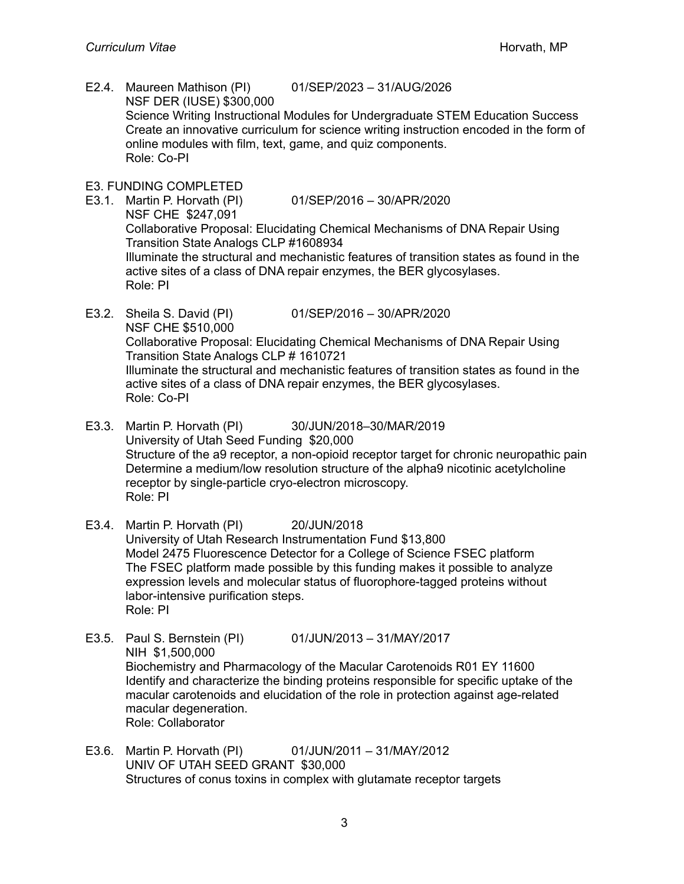E2.4. Maureen Mathison (PI) 01/SEP/2023 – 31/AUG/2026
NSF DER (IUSE) $300,000
Science Writing Instructional Modules for Undergraduate STEM Education Success
Create an innovative curriculum for science writing instruction encoded in the form of online modules with film, text, game, and quiz components.
Role: Co-PI

E3. FUNDING COMPLETED

E3.1. Martin P. Horvath (PI) 01/SEP/2016 – 30/APR/2020
NSF CHE $247,091
Collaborative Proposal: Elucidating Chemical Mechanisms of DNA Repair Using Transition State Analogs CLP #1608934
Illuminate the structural and mechanistic features of transition states as found in the active sites of a class of DNA repair enzymes, the BER glycosylases.
Role: PI

E3.2. Sheila S. David (PI) 01/SEP/2016 – 30/APR/2020
NSF CHE $510,000
Collaborative Proposal: Elucidating Chemical Mechanisms of DNA Repair Using Transition State Analogs CLP # 1610721
Illuminate the structural and mechanistic features of transition states as found in the active sites of a class of DNA repair enzymes, the BER glycosylases.
Role: Co-PI

E3.3. Martin P. Horvath (PI) 30/JUN/2018–30/MAR/2019
University of Utah Seed Funding $20,000
Structure of the a9 receptor, a non-opioid receptor target for chronic neuropathic pain
Determine a medium/low resolution structure of the alpha9 nicotinic acetylcholine receptor by single-particle cryo-electron microscopy.
Role: PI

E3.4. Martin P. Horvath (PI) 20/JUN/2018
University of Utah Research Instrumentation Fund $13,800
Model 2475 Fluorescence Detector for a College of Science FSEC platform
The FSEC platform made possible by this funding makes it possible to analyze expression levels and molecular status of fluorophore-tagged proteins without labor-intensive purification steps.
Role: PI

E3.5. Paul S. Bernstein (PI) 01/JUN/2013 – 31/MAY/2017
NIH $1,500,000
Biochemistry and Pharmacology of the Macular Carotenoids R01 EY 11600
Identify and characterize the binding proteins responsible for specific uptake of the macular carotenoids and elucidation of the role in protection against age-related macular degeneration.
Role: Collaborator

E3.6. Martin P. Horvath (PI) 01/JUN/2011 – 31/MAY/2012
UNIV OF UTAH SEED GRANT $30,000
Structures of conus toxins in complex with glutamate receptor targets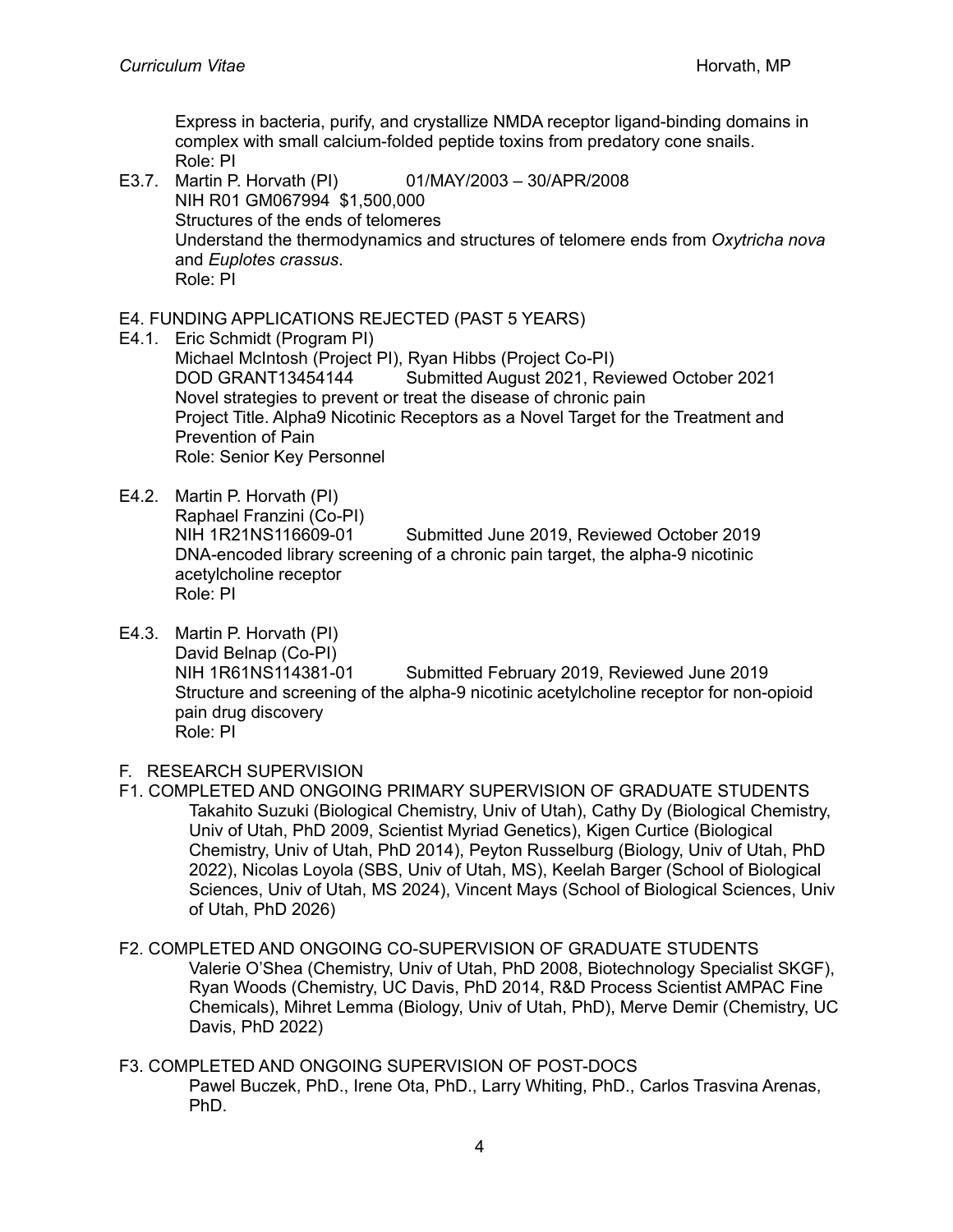Express in bacteria, purify, and crystallize NMDA receptor ligand-binding domains in complex with small calcium-folded peptide toxins from predatory cone snails.
Role: PI

E3.7. Martin P. Horvath (PI) 01/MAY/2003 – 30/APR/2008
NIH R01 GM067994 $1,500,000
Structures of the ends of telomeres
Understand the thermodynamics and structures of telomere ends from *Oxytricha nova* and *Euplotes crassus*.
Role: PI

## E4. FUNDING APPLICATIONS REJECTED (PAST 5 YEARS)

E4.1. Eric Schmidt (Program PI)
Michael McIntosh (Project PI), Ryan Hibbs (Project Co-PI)
DOD GRANT13454144 Submitted August 2021, Reviewed October 2021
Novel strategies to prevent or treat the disease of chronic pain
Project Title. Alpha9 Nicotinic Receptors as a Novel Target for the Treatment and Prevention of Pain
Role: Senior Key Personnel

E4.2. Martin P. Horvath (PI)
Raphael Franzini (Co-PI)
NIH 1R21NS116609-01 Submitted June 2019, Reviewed October 2019
DNA-encoded library screening of a chronic pain target, the alpha-9 nicotinic acetylcholine receptor
Role: PI

E4.3. Martin P. Horvath (PI)
David Belnap (Co-PI)
NIH 1R61NS114381-01 Submitted February 2019, Reviewed June 2019
Structure and screening of the alpha-9 nicotinic acetylcholine receptor for non-opioid pain drug discovery
Role: PI

# F. RESEARCH SUPERVISION

## F1. COMPLETED AND ONGOING PRIMARY SUPERVISION OF GRADUATE STUDENTS

Takahito Suzuki (Biological Chemistry, Univ of Utah), Cathy Dy (Biological Chemistry, Univ of Utah, PhD 2009, Scientist Myriad Genetics), Kigen Curtice (Biological Chemistry, Univ of Utah, PhD 2014), Peyton Russelburg (Biology, Univ of Utah, PhD 2022), Nicolas Loyola (SBS, Univ of Utah, MS), Keelah Barger (School of Biological Sciences, Univ of Utah, MS 2024), Vincent Mays (School of Biological Sciences, Univ of Utah, PhD 2026)

## F2. COMPLETED AND ONGOING CO-SUPERVISION OF GRADUATE STUDENTS

Valerie O'Shea (Chemistry, Univ of Utah, PhD 2008, Biotechnology Specialist SKGF), Ryan Woods (Chemistry, UC Davis, PhD 2014, R&D Process Scientist AMPAC Fine Chemicals), Mihret Lemma (Biology, Univ of Utah, PhD), Merve Demir (Chemistry, UC Davis, PhD 2022)

## F3. COMPLETED AND ONGOING SUPERVISION OF POST-DOCS

Pawel Buczek, PhD., Irene Ota, PhD., Larry Whiting, PhD., Carlos Trasvina Arenas, PhD.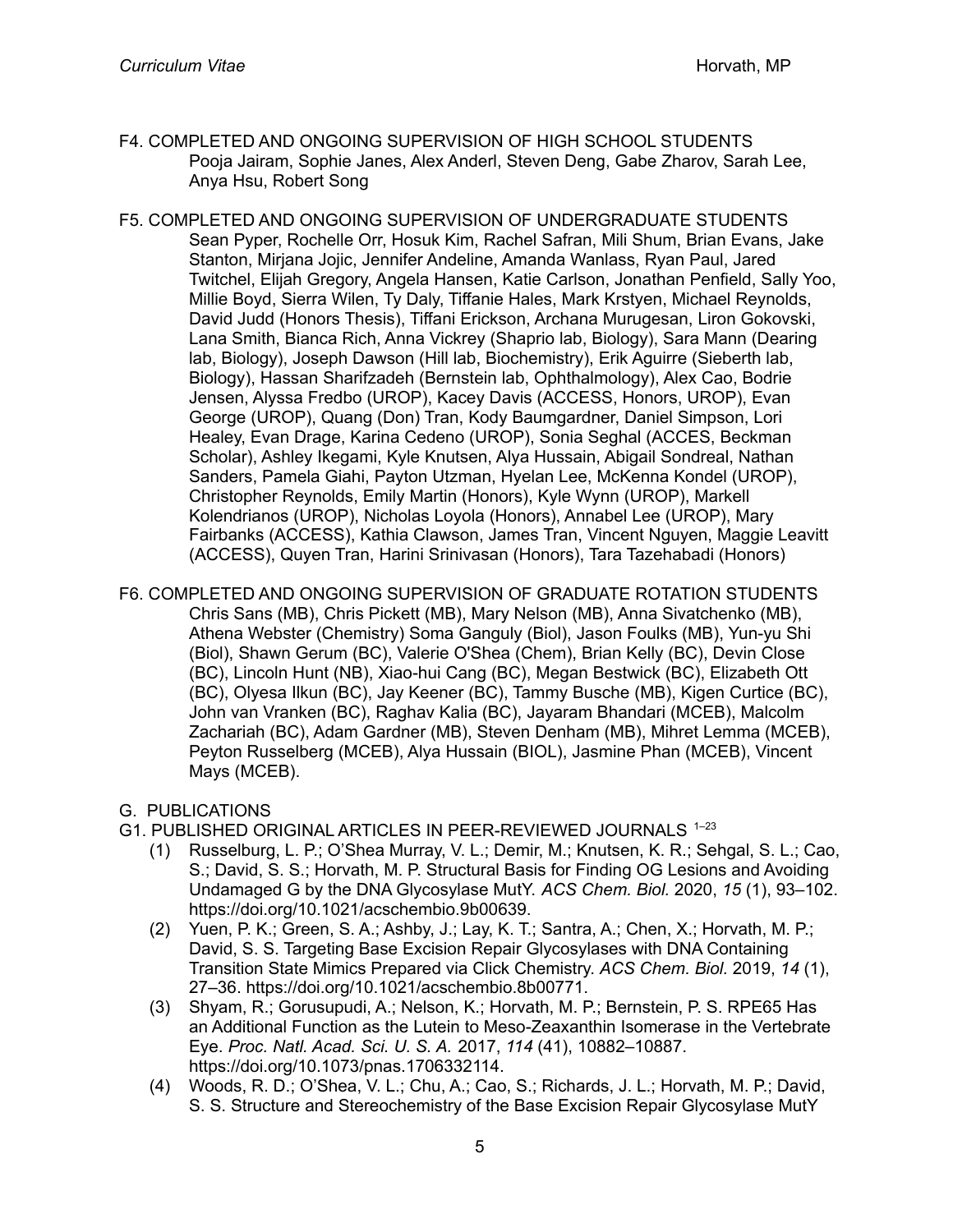F4. COMPLETED AND ONGOING SUPERVISION OF HIGH SCHOOL STUDENTS

Pooja Jairam, Sophie Janes, Alex Anderl, Steven Deng, Gabe Zharov, Sarah Lee, Anya Hsu, Robert Song

F5. COMPLETED AND ONGOING SUPERVISION OF UNDERGRADUATE STUDENTS

Sean Pyper, Rochelle Orr, Hosuk Kim, Rachel Safran, Mili Shum, Brian Evans, Jake Stanton, Mirjana Jojic, Jennifer Andeline, Amanda Wanlass, Ryan Paul, Jared Twitchel, Elijah Gregory, Angela Hansen, Katie Carlson, Jonathan Penfield, Sally Yoo, Millie Boyd, Sierra Wilen, Ty Daly, Tiffanie Hales, Mark Krstyen, Michael Reynolds, David Judd (Honors Thesis), Tiffani Erickson, Archana Murugesan, Liron Gokovski, Lana Smith, Bianca Rich, Anna Vickrey (Shaprio lab, Biology), Sara Mann (Dearing lab, Biology), Joseph Dawson (Hill lab, Biochemistry), Erik Aguirre (Sieberth lab, Biology), Hassan Sharifzadeh (Bernstein lab, Ophthalmology), Alex Cao, Bodrie Jensen, Alyssa Fredbo (UROP), Kacey Davis (ACCESS, Honors, UROP), Evan George (UROP), Quang (Don) Tran, Kody Baumgardner, Daniel Simpson, Lori Healey, Evan Drage, Karina Cedeno (UROP), Sonia Seghal (ACCES, Beckman Scholar), Ashley Ikegami, Kyle Knutsen, Alya Hussain, Abigail Sondreal, Nathan Sanders, Pamela Giahi, Payton Utzman, Hyelan Lee, McKenna Kondel (UROP), Christopher Reynolds, Emily Martin (Honors), Kyle Wynn (UROP), Markell Kolendrianos (UROP), Nicholas Loyola (Honors), Annabel Lee (UROP), Mary Fairbanks (ACCESS), Kathia Clawson, James Tran, Vincent Nguyen, Maggie Leavitt (ACCESS), Quyen Tran, Harini Srinivasan (Honors), Tara Tazehabadi (Honors)

F6. COMPLETED AND ONGOING SUPERVISION OF GRADUATE ROTATION STUDENTS

Chris Sans (MB), Chris Pickett (MB), Mary Nelson (MB), Anna Sivatchenko (MB), Athena Webster (Chemistry) Soma Ganguly (Biol), Jason Foulks (MB), Yun-yu Shi (Biol), Shawn Gerum (BC), Valerie O'Shea (Chem), Brian Kelly (BC), Devin Close (BC), Lincoln Hunt (NB), Xiao-hui Cang (BC), Megan Bestwick (BC), Elizabeth Ott (BC), Olyesa Ilkun (BC), Jay Keener (BC), Tammy Busche (MB), Kigen Curtice (BC), John van Vranken (BC), Raghav Kalia (BC), Jayaram Bhandari (MCEB), Malcolm Zachariah (BC), Adam Gardner (MB), Steven Denham (MB), Mihret Lemma (MCEB), Peyton Russelberg (MCEB), Alya Hussain (BIOL), Jasmine Phan (MCEB), Vincent Mays (MCEB).

## G. PUBLICATIONS

### G1. PUBLISHED ORIGINAL ARTICLES IN PEER-REVIEWED JOURNALS [1–23]

(1) Russelburg, L. P.; O'Shea Murray, V. L.; Demir, M.; Knutsen, K. R.; Sehgal, S. L.; Cao, S.; David, S. S.; Horvath, M. P. Structural Basis for Finding OG Lesions and Avoiding Undamaged G by the DNA Glycosylase MutY. *ACS Chem. Biol.* 2020, *15* (1), 93–102. https://doi.org/10.1021/acschembio.9b00639.

(2) Yuen, P. K.; Green, S. A.; Ashby, J.; Lay, K. T.; Santra, A.; Chen, X.; Horvath, M. P.; David, S. S. Targeting Base Excision Repair Glycosylases with DNA Containing Transition State Mimics Prepared via Click Chemistry. *ACS Chem. Biol.* 2019, *14* (1), 27–36. https://doi.org/10.1021/acschembio.8b00771.

(3) Shyam, R.; Gorusupudi, A.; Nelson, K.; Horvath, M. P.; Bernstein, P. S. RPE65 Has an Additional Function as the Lutein to Meso-Zeaxanthin Isomerase in the Vertebrate Eye. *Proc. Natl. Acad. Sci. U. S. A.* 2017, *114* (41), 10882–10887. https://doi.org/10.1073/pnas.1706332114.

(4) Woods, R. D.; O'Shea, V. L.; Chu, A.; Cao, S.; Richards, J. L.; Horvath, M. P.; David, S. S. Structure and Stereochemistry of the Base Excision Repair Glycosylase MutY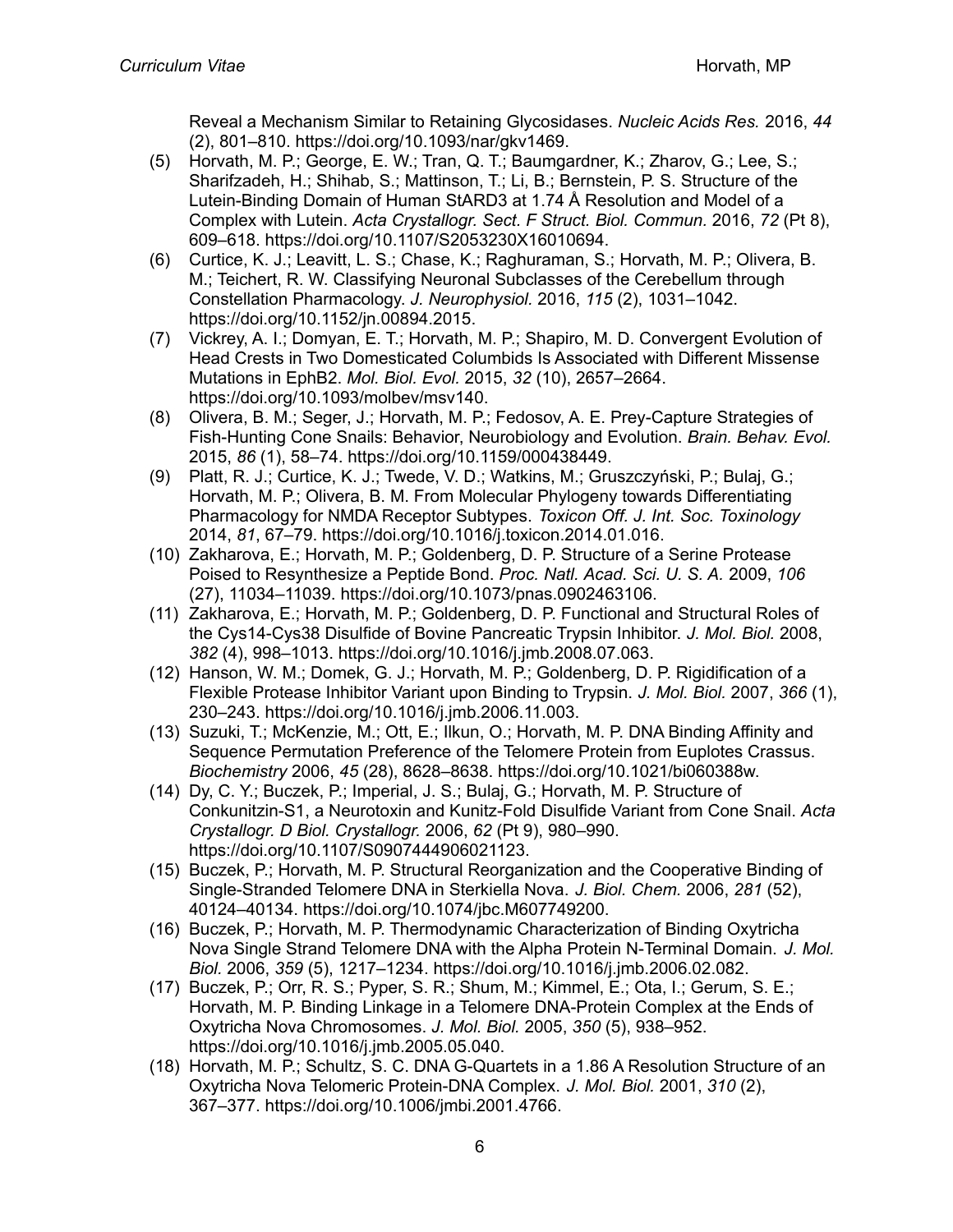Reveal a Mechanism Similar to Retaining Glycosidases. *Nucleic Acids Res.* 2016, *44* (2), 801–810. https://doi.org/10.1093/nar/gkv1469.

(5) Horvath, M. P.; George, E. W.; Tran, Q. T.; Baumgardner, K.; Zharov, G.; Lee, S.; Sharifzadeh, H.; Shihab, S.; Mattinson, T.; Li, B.; Bernstein, P. S. Structure of the Lutein-Binding Domain of Human StARD3 at 1.74 Å Resolution and Model of a Complex with Lutein. *Acta Crystallogr. Sect. F Struct. Biol. Commun.* 2016, *72* (Pt 8), 609–618. https://doi.org/10.1107/S2053230X16010694.

(6) Curtice, K. J.; Leavitt, L. S.; Chase, K.; Raghuraman, S.; Horvath, M. P.; Olivera, B. M.; Teichert, R. W. Classifying Neuronal Subclasses of the Cerebellum through Constellation Pharmacology. *J. Neurophysiol.* 2016, *115* (2), 1031–1042. https://doi.org/10.1152/jn.00894.2015.

(7) Vickrey, A. I.; Domyan, E. T.; Horvath, M. P.; Shapiro, M. D. Convergent Evolution of Head Crests in Two Domesticated Columbids Is Associated with Different Missense Mutations in EphB2. *Mol. Biol. Evol.* 2015, *32* (10), 2657–2664. https://doi.org/10.1093/molbev/msv140.

(8) Olivera, B. M.; Seger, J.; Horvath, M. P.; Fedosov, A. E. Prey-Capture Strategies of Fish-Hunting Cone Snails: Behavior, Neurobiology and Evolution. *Brain. Behav. Evol.* 2015, *86* (1), 58–74. https://doi.org/10.1159/000438449.

(9) Platt, R. J.; Curtice, K. J.; Twede, V. D.; Watkins, M.; Gruszczyński, P.; Bulaj, G.; Horvath, M. P.; Olivera, B. M. From Molecular Phylogeny towards Differentiating Pharmacology for NMDA Receptor Subtypes. *Toxicon Off. J. Int. Soc. Toxinology* 2014, *81*, 67–79. https://doi.org/10.1016/j.toxicon.2014.01.016.

(10) Zakharova, E.; Horvath, M. P.; Goldenberg, D. P. Structure of a Serine Protease Poised to Resynthesize a Peptide Bond. *Proc. Natl. Acad. Sci. U. S. A.* 2009, *106* (27), 11034–11039. https://doi.org/10.1073/pnas.0902463106.

(11) Zakharova, E.; Horvath, M. P.; Goldenberg, D. P. Functional and Structural Roles of the Cys14-Cys38 Disulfide of Bovine Pancreatic Trypsin Inhibitor. *J. Mol. Biol.* 2008, *382* (4), 998–1013. https://doi.org/10.1016/j.jmb.2008.07.063.

(12) Hanson, W. M.; Domek, G. J.; Horvath, M. P.; Goldenberg, D. P. Rigidification of a Flexible Protease Inhibitor Variant upon Binding to Trypsin. *J. Mol. Biol.* 2007, *366* (1), 230–243. https://doi.org/10.1016/j.jmb.2006.11.003.

(13) Suzuki, T.; McKenzie, M.; Ott, E.; Ilkun, O.; Horvath, M. P. DNA Binding Affinity and Sequence Permutation Preference of the Telomere Protein from Euplotes Crassus. *Biochemistry* 2006, *45* (28), 8628–8638. https://doi.org/10.1021/bi060388w.

(14) Dy, C. Y.; Buczek, P.; Imperial, J. S.; Bulaj, G.; Horvath, M. P. Structure of Conkunitzin-S1, a Neurotoxin and Kunitz-Fold Disulfide Variant from Cone Snail. *Acta Crystallogr. D Biol. Crystallogr.* 2006, *62* (Pt 9), 980–990. https://doi.org/10.1107/S0907444906021123.

(15) Buczek, P.; Horvath, M. P. Structural Reorganization and the Cooperative Binding of Single-Stranded Telomere DNA in Sterkiella Nova. *J. Biol. Chem.* 2006, *281* (52), 40124–40134. https://doi.org/10.1074/jbc.M607749200.

(16) Buczek, P.; Horvath, M. P. Thermodynamic Characterization of Binding Oxytricha Nova Single Strand Telomere DNA with the Alpha Protein N-Terminal Domain. *J. Mol. Biol.* 2006, *359* (5), 1217–1234. https://doi.org/10.1016/j.jmb.2006.02.082.

(17) Buczek, P.; Orr, R. S.; Pyper, S. R.; Shum, M.; Kimmel, E.; Ota, I.; Gerum, S. E.; Horvath, M. P. Binding Linkage in a Telomere DNA-Protein Complex at the Ends of Oxytricha Nova Chromosomes. *J. Mol. Biol.* 2005, *350* (5), 938–952. https://doi.org/10.1016/j.jmb.2005.05.040.

(18) Horvath, M. P.; Schultz, S. C. DNA G-Quartets in a 1.86 A Resolution Structure of an Oxytricha Nova Telomeric Protein-DNA Complex. *J. Mol. Biol.* 2001, *310* (2), 367–377. https://doi.org/10.1006/jmbi.2001.4766.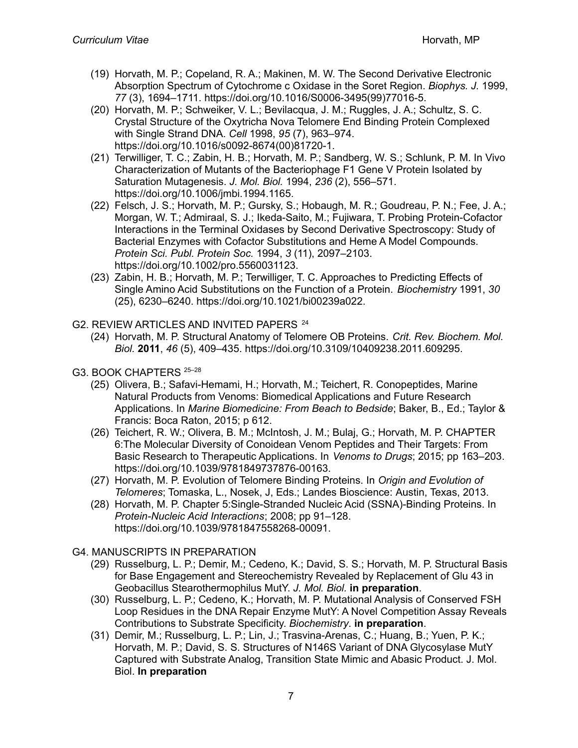(19) Horvath, M. P.; Copeland, R. A.; Makinen, M. W. The Second Derivative Electronic Absorption Spectrum of Cytochrome c Oxidase in the Soret Region. *Biophys. J.* 1999, *77* (3), 1694–1711. https://doi.org/10.1016/S0006-3495(99)77016-5.

(20) Horvath, M. P.; Schweiker, V. L.; Bevilacqua, J. M.; Ruggles, J. A.; Schultz, S. C. Crystal Structure of the Oxytricha Nova Telomere End Binding Protein Complexed with Single Strand DNA. *Cell* 1998, *95* (7), 963–974. https://doi.org/10.1016/s0092-8674(00)81720-1.

(21) Terwilliger, T. C.; Zabin, H. B.; Horvath, M. P.; Sandberg, W. S.; Schlunk, P. M. In Vivo Characterization of Mutants of the Bacteriophage F1 Gene V Protein Isolated by Saturation Mutagenesis. *J. Mol. Biol.* 1994, *236* (2), 556–571. https://doi.org/10.1006/jmbi.1994.1165.

(22) Felsch, J. S.; Horvath, M. P.; Gursky, S.; Hobaugh, M. R.; Goudreau, P. N.; Fee, J. A.; Morgan, W. T.; Admiraal, S. J.; Ikeda-Saito, M.; Fujiwara, T. Probing Protein-Cofactor Interactions in the Terminal Oxidases by Second Derivative Spectroscopy: Study of Bacterial Enzymes with Cofactor Substitutions and Heme A Model Compounds. *Protein Sci. Publ. Protein Soc.* 1994, *3* (11), 2097–2103. https://doi.org/10.1002/pro.5560031123.

(23) Zabin, H. B.; Horvath, M. P.; Terwilliger, T. C. Approaches to Predicting Effects of Single Amino Acid Substitutions on the Function of a Protein. *Biochemistry* 1991, *30* (25), 6230–6240. https://doi.org/10.1021/bi00239a022.

G2. REVIEW ARTICLES AND INVITED PAPERS [24]

(24) Horvath, M. P. Structural Anatomy of Telomere OB Proteins. *Crit. Rev. Biochem. Mol. Biol.* **2011**, *46* (5), 409–435. https://doi.org/10.3109/10409238.2011.609295.

G3. BOOK CHAPTERS [25–28]

(25) Olivera, B.; Safavi-Hemami, H.; Horvath, M.; Teichert, R. Conopeptides, Marine Natural Products from Venoms: Biomedical Applications and Future Research Applications. In *Marine Biomedicine: From Beach to Bedside*; Baker, B., Ed.; Taylor & Francis: Boca Raton, 2015; p 612.

(26) Teichert, R. W.; Olivera, B. M.; McIntosh, J. M.; Bulaj, G.; Horvath, M. P. CHAPTER 6:The Molecular Diversity of Conoidean Venom Peptides and Their Targets: From Basic Research to Therapeutic Applications. In *Venoms to Drugs*; 2015; pp 163–203. https://doi.org/10.1039/9781849737876-00163.

(27) Horvath, M. P. Evolution of Telomere Binding Proteins. In *Origin and Evolution of Telomeres*; Tomaska, L., Nosek, J, Eds.; Landes Bioscience: Austin, Texas, 2013.

(28) Horvath, M. P. Chapter 5:Single-Stranded Nucleic Acid (SSNA)-Binding Proteins. In *Protein-Nucleic Acid Interactions*; 2008; pp 91–128. https://doi.org/10.1039/9781847558268-00091.

G4. MANUSCRIPTS IN PREPARATION

(29) Russelburg, L. P.; Demir, M.; Cedeno, K.; David, S. S.; Horvath, M. P. Structural Basis for Base Engagement and Stereochemistry Revealed by Replacement of Glu 43 in Geobacillus Stearothermophilus MutY. *J. Mol. Biol.* **in preparation**.

(30) Russelburg, L. P.; Cedeno, K.; Horvath, M. P. Mutational Analysis of Conserved FSH Loop Residues in the DNA Repair Enzyme MutY: A Novel Competition Assay Reveals Contributions to Substrate Specificity. *Biochemistry*. **in preparation**.

(31) Demir, M.; Russelburg, L. P.; Lin, J.; Trasvina-Arenas, C.; Huang, B.; Yuen, P. K.; Horvath, M. P.; David, S. S. Structures of N146S Variant of DNA Glycosylase MutY Captured with Substrate Analog, Transition State Mimic and Abasic Product. J. Mol. Biol. **In preparation**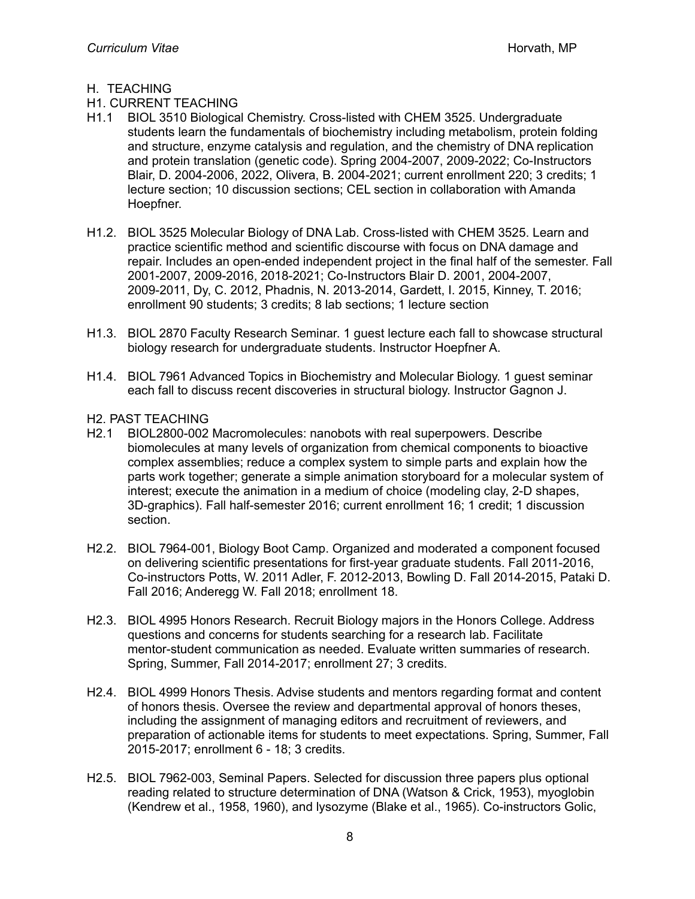## H. TEACHING

### H1. CURRENT TEACHING

H1.1 BIOL 3510 Biological Chemistry. Cross-listed with CHEM 3525. Undergraduate students learn the fundamentals of biochemistry including metabolism, protein folding and structure, enzyme catalysis and regulation, and the chemistry of DNA replication and protein translation (genetic code). Spring 2004-2007, 2009-2022; Co-Instructors Blair, D. 2004-2006, 2022, Olivera, B. 2004-2021; current enrollment 220; 3 credits; 1 lecture section; 10 discussion sections; CEL section in collaboration with Amanda Hoepfner.

H1.2. BIOL 3525 Molecular Biology of DNA Lab. Cross-listed with CHEM 3525. Learn and practice scientific method and scientific discourse with focus on DNA damage and repair. Includes an open-ended independent project in the final half of the semester. Fall 2001-2007, 2009-2016, 2018-2021; Co-Instructors Blair D. 2001, 2004-2007, 2009-2011, Dy, C. 2012, Phadnis, N. 2013-2014, Gardett, I. 2015, Kinney, T. 2016; enrollment 90 students; 3 credits; 8 lab sections; 1 lecture section

H1.3. BIOL 2870 Faculty Research Seminar. 1 guest lecture each fall to showcase structural biology research for undergraduate students. Instructor Hoepfner A.

H1.4. BIOL 7961 Advanced Topics in Biochemistry and Molecular Biology. 1 guest seminar each fall to discuss recent discoveries in structural biology. Instructor Gagnon J.

### H2. PAST TEACHING

H2.1 BIOL2800-002 Macromolecules: nanobots with real superpowers. Describe biomolecules at many levels of organization from chemical components to bioactive complex assemblies; reduce a complex system to simple parts and explain how the parts work together; generate a simple animation storyboard for a molecular system of interest; execute the animation in a medium of choice (modeling clay, 2-D shapes, 3D-graphics). Fall half-semester 2016; current enrollment 16; 1 credit; 1 discussion section.

H2.2. BIOL 7964-001, Biology Boot Camp. Organized and moderated a component focused on delivering scientific presentations for first-year graduate students. Fall 2011-2016, Co-instructors Potts, W. 2011 Adler, F. 2012-2013, Bowling D. Fall 2014-2015, Pataki D. Fall 2016; Anderegg W. Fall 2018; enrollment 18.

H2.3. BIOL 4995 Honors Research. Recruit Biology majors in the Honors College. Address questions and concerns for students searching for a research lab. Facilitate mentor-student communication as needed. Evaluate written summaries of research. Spring, Summer, Fall 2014-2017; enrollment 27; 3 credits.

H2.4. BIOL 4999 Honors Thesis. Advise students and mentors regarding format and content of honors thesis. Oversee the review and departmental approval of honors theses, including the assignment of managing editors and recruitment of reviewers, and preparation of actionable items for students to meet expectations. Spring, Summer, Fall 2015-2017; enrollment 6 - 18; 3 credits.

H2.5. BIOL 7962-003, Seminal Papers. Selected for discussion three papers plus optional reading related to structure determination of DNA (Watson & Crick, 1953), myoglobin (Kendrew et al., 1958, 1960), and lysozyme (Blake et al., 1965). Co-instructors Golic,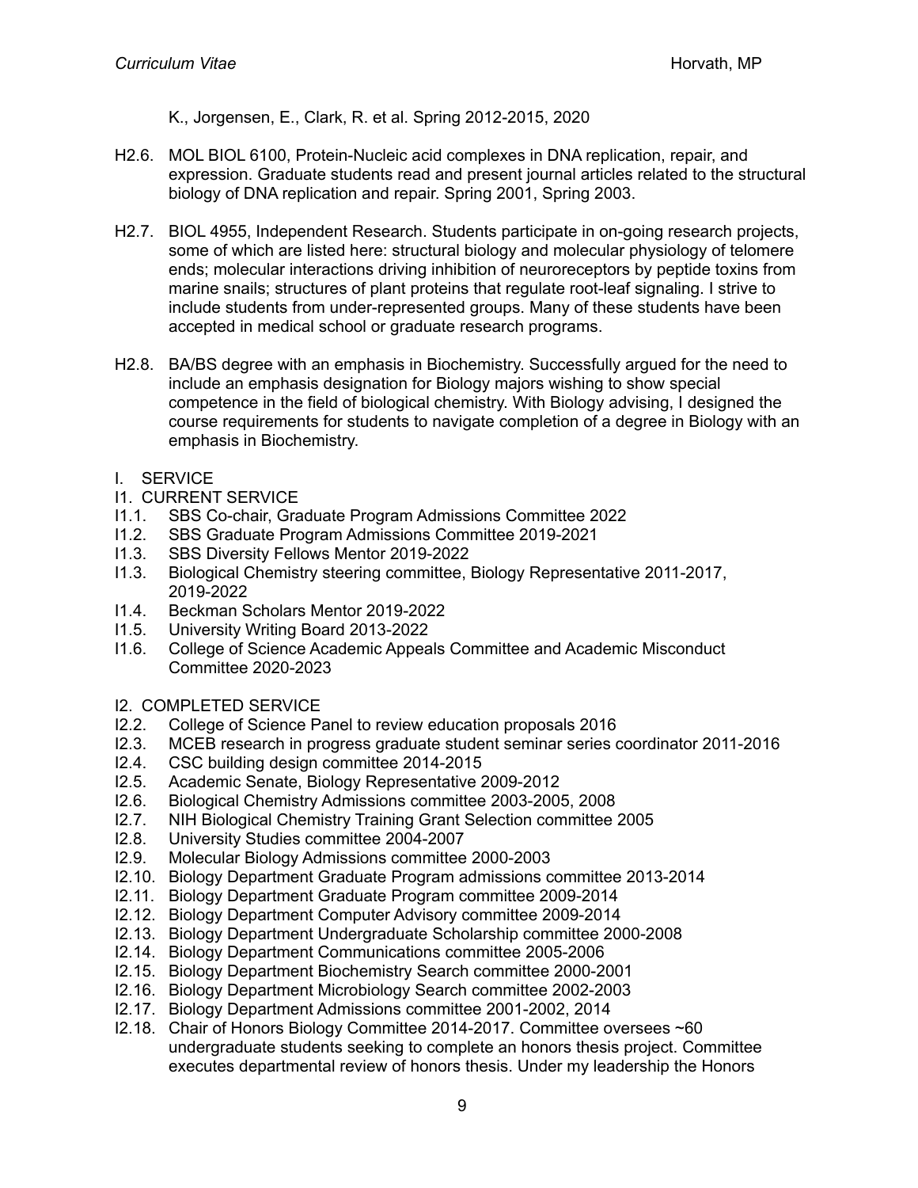K., Jorgensen, E., Clark, R. et al. Spring 2012-2015, 2020

H2.6. MOL BIOL 6100, Protein-Nucleic acid complexes in DNA replication, repair, and expression. Graduate students read and present journal articles related to the structural biology of DNA replication and repair. Spring 2001, Spring 2003.

H2.7. BIOL 4955, Independent Research. Students participate in on-going research projects, some of which are listed here: structural biology and molecular physiology of telomere ends; molecular interactions driving inhibition of neuroreceptors by peptide toxins from marine snails; structures of plant proteins that regulate root-leaf signaling. I strive to include students from under-represented groups. Many of these students have been accepted in medical school or graduate research programs.

H2.8. BA/BS degree with an emphasis in Biochemistry. Successfully argued for the need to include an emphasis designation for Biology majors wishing to show special competence in the field of biological chemistry. With Biology advising, I designed the course requirements for students to navigate completion of a degree in Biology with an emphasis in Biochemistry.

## I. SERVICE

### I1. CURRENT SERVICE

I1.1. SBS Co-chair, Graduate Program Admissions Committee 2022
I1.2. SBS Graduate Program Admissions Committee 2019-2021
I1.3. SBS Diversity Fellows Mentor 2019-2022
I1.3. Biological Chemistry steering committee, Biology Representative 2011-2017, 2019-2022
I1.4. Beckman Scholars Mentor 2019-2022
I1.5. University Writing Board 2013-2022
I1.6. College of Science Academic Appeals Committee and Academic Misconduct Committee 2020-2023

### I2. COMPLETED SERVICE

I2.2. College of Science Panel to review education proposals 2016
I2.3. MCEB research in progress graduate student seminar series coordinator 2011-2016
I2.4. CSC building design committee 2014-2015
I2.5. Academic Senate, Biology Representative 2009-2012
I2.6. Biological Chemistry Admissions committee 2003-2005, 2008
I2.7. NIH Biological Chemistry Training Grant Selection committee 2005
I2.8. University Studies committee 2004-2007
I2.9. Molecular Biology Admissions committee 2000-2003
I2.10. Biology Department Graduate Program admissions committee 2013-2014
I2.11. Biology Department Graduate Program committee 2009-2014
I2.12. Biology Department Computer Advisory committee 2009-2014
I2.13. Biology Department Undergraduate Scholarship committee 2000-2008
I2.14. Biology Department Communications committee 2005-2006
I2.15. Biology Department Biochemistry Search committee 2000-2001
I2.16. Biology Department Microbiology Search committee 2002-2003
I2.17. Biology Department Admissions committee 2001-2002, 2014
I2.18. Chair of Honors Biology Committee 2014-2017. Committee oversees ~60 undergraduate students seeking to complete an honors thesis project. Committee executes departmental review of honors thesis. Under my leadership the Honors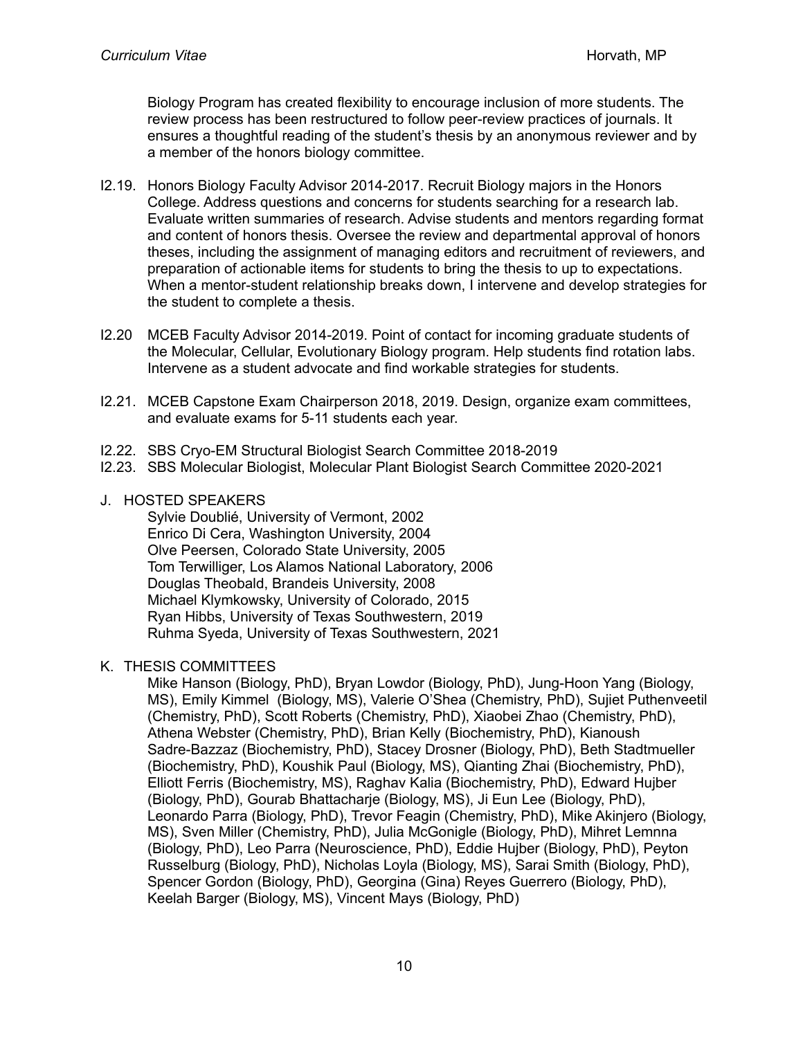Biology Program has created flexibility to encourage inclusion of more students. The review process has been restructured to follow peer-review practices of journals. It ensures a thoughtful reading of the student's thesis by an anonymous reviewer and by a member of the honors biology committee.

I2.19. Honors Biology Faculty Advisor 2014-2017. Recruit Biology majors in the Honors College. Address questions and concerns for students searching for a research lab. Evaluate written summaries of research. Advise students and mentors regarding format and content of honors thesis. Oversee the review and departmental approval of honors theses, including the assignment of managing editors and recruitment of reviewers, and preparation of actionable items for students to bring the thesis to up to expectations. When a mentor-student relationship breaks down, I intervene and develop strategies for the student to complete a thesis.

I2.20 MCEB Faculty Advisor 2014-2019. Point of contact for incoming graduate students of the Molecular, Cellular, Evolutionary Biology program. Help students find rotation labs. Intervene as a student advocate and find workable strategies for students.

I2.21. MCEB Capstone Exam Chairperson 2018, 2019. Design, organize exam committees, and evaluate exams for 5-11 students each year.

I2.22. SBS Cryo-EM Structural Biologist Search Committee 2018-2019

I2.23. SBS Molecular Biologist, Molecular Plant Biologist Search Committee 2020-2021

## J. HOSTED SPEAKERS

Sylvie Doublié, University of Vermont, 2002
Enrico Di Cera, Washington University, 2004
Olve Peersen, Colorado State University, 2005
Tom Terwilliger, Los Alamos National Laboratory, 2006
Douglas Theobald, Brandeis University, 2008
Michael Klymkowsky, University of Colorado, 2015
Ryan Hibbs, University of Texas Southwestern, 2019
Ruhma Syeda, University of Texas Southwestern, 2021

## K. THESIS COMMITTEES

Mike Hanson (Biology, PhD), Bryan Lowdor (Biology, PhD), Jung-Hoon Yang (Biology, MS), Emily Kimmel (Biology, MS), Valerie O'Shea (Chemistry, PhD), Sujiet Puthenveetil (Chemistry, PhD), Scott Roberts (Chemistry, PhD), Xiaobei Zhao (Chemistry, PhD), Athena Webster (Chemistry, PhD), Brian Kelly (Biochemistry, PhD), Kianoush Sadre-Bazzaz (Biochemistry, PhD), Stacey Drosner (Biology, PhD), Beth Stadtmueller (Biochemistry, PhD), Koushik Paul (Biology, MS), Qianting Zhai (Biochemistry, PhD), Elliott Ferris (Biochemistry, MS), Raghav Kalia (Biochemistry, PhD), Edward Hujber (Biology, PhD), Gourab Bhattacharje (Biology, MS), Ji Eun Lee (Biology, PhD), Leonardo Parra (Biology, PhD), Trevor Feagin (Chemistry, PhD), Mike Akinjero (Biology, MS), Sven Miller (Chemistry, PhD), Julia McGonigle (Biology, PhD), Mihret Lemnna (Biology, PhD), Leo Parra (Neuroscience, PhD), Eddie Hujber (Biology, PhD), Peyton Russelburg (Biology, PhD), Nicholas Loyla (Biology, MS), Sarai Smith (Biology, PhD), Spencer Gordon (Biology, PhD), Georgina (Gina) Reyes Guerrero (Biology, PhD), Keelah Barger (Biology, MS), Vincent Mays (Biology, PhD)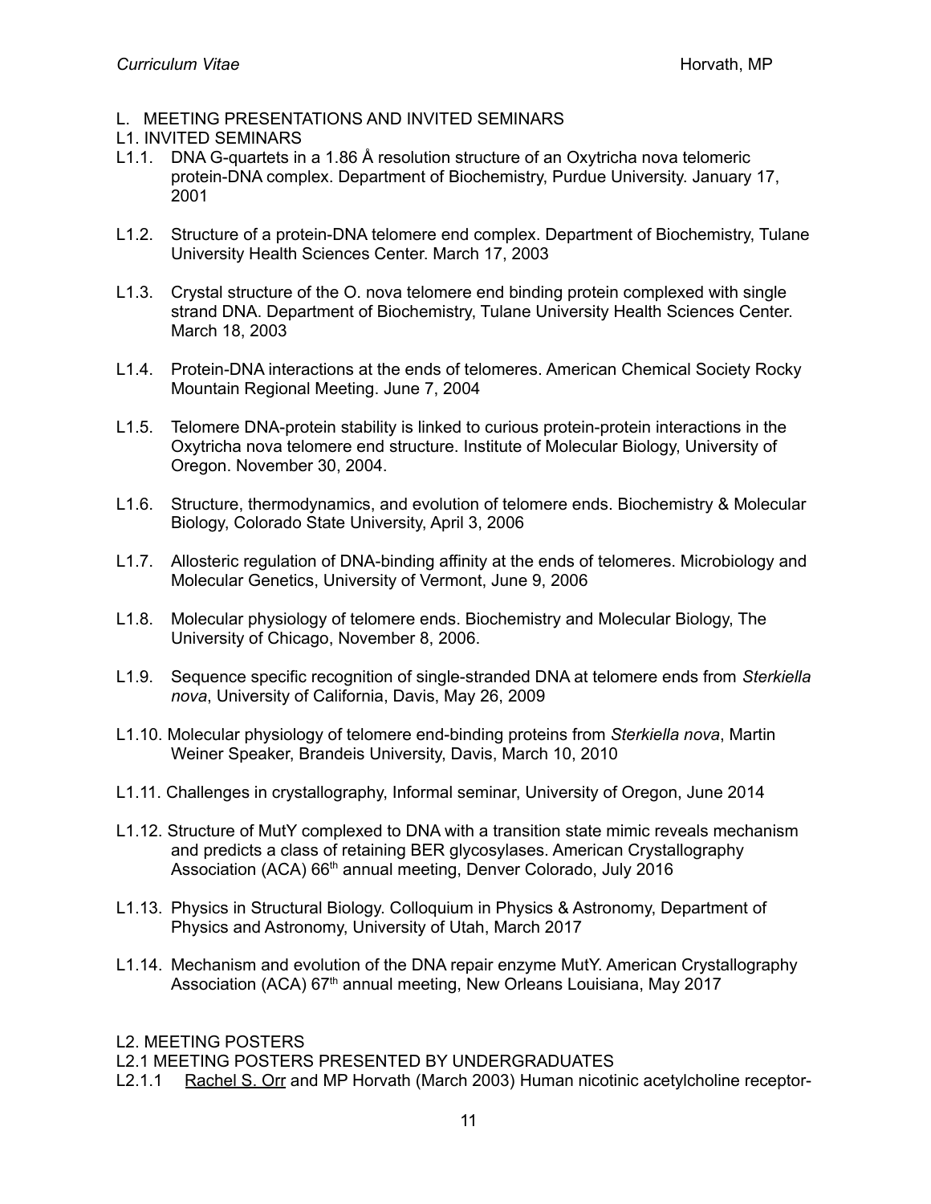## L. MEETING PRESENTATIONS AND INVITED SEMINARS

### L1. INVITED SEMINARS

L1.1. DNA G-quartets in a 1.86 Å resolution structure of an Oxytricha nova telomeric protein-DNA complex. Department of Biochemistry, Purdue University. January 17, 2001

L1.2. Structure of a protein-DNA telomere end complex. Department of Biochemistry, Tulane University Health Sciences Center. March 17, 2003

L1.3. Crystal structure of the O. nova telomere end binding protein complexed with single strand DNA. Department of Biochemistry, Tulane University Health Sciences Center. March 18, 2003

L1.4. Protein-DNA interactions at the ends of telomeres. American Chemical Society Rocky Mountain Regional Meeting. June 7, 2004

L1.5. Telomere DNA-protein stability is linked to curious protein-protein interactions in the Oxytricha nova telomere end structure. Institute of Molecular Biology, University of Oregon. November 30, 2004.

L1.6. Structure, thermodynamics, and evolution of telomere ends. Biochemistry & Molecular Biology, Colorado State University, April 3, 2006

L1.7. Allosteric regulation of DNA-binding affinity at the ends of telomeres. Microbiology and Molecular Genetics, University of Vermont, June 9, 2006

L1.8. Molecular physiology of telomere ends. Biochemistry and Molecular Biology, The University of Chicago, November 8, 2006.

L1.9. Sequence specific recognition of single-stranded DNA at telomere ends from *Sterkiella nova*, University of California, Davis, May 26, 2009

L1.10. Molecular physiology of telomere end-binding proteins from *Sterkiella nova*, Martin Weiner Speaker, Brandeis University, Davis, March 10, 2010

L1.11. Challenges in crystallography, Informal seminar, University of Oregon, June 2014

L1.12. Structure of MutY complexed to DNA with a transition state mimic reveals mechanism and predicts a class of retaining BER glycosylases. American Crystallography Association (ACA) 66th annual meeting, Denver Colorado, July 2016

L1.13. Physics in Structural Biology. Colloquium in Physics & Astronomy, Department of Physics and Astronomy, University of Utah, March 2017

L1.14. Mechanism and evolution of the DNA repair enzyme MutY. American Crystallography Association (ACA) 67th annual meeting, New Orleans Louisiana, May 2017

### L2. MEETING POSTERS

#### L2.1 MEETING POSTERS PRESENTED BY UNDERGRADUATES

L2.1.1 Rachel S. Orr and MP Horvath (March 2003) Human nicotinic acetylcholine receptor-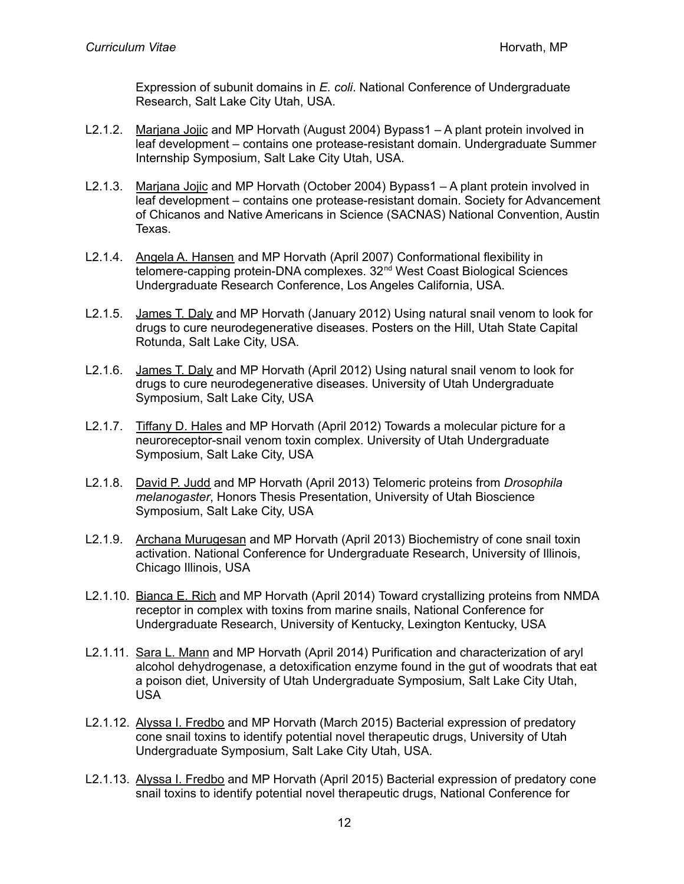Expression of subunit domains in *E. coli*. National Conference of Undergraduate Research, Salt Lake City Utah, USA.

L2.1.2. Marjana Jojic and MP Horvath (August 2004) Bypass1 – A plant protein involved in leaf development – contains one protease-resistant domain. Undergraduate Summer Internship Symposium, Salt Lake City Utah, USA.

L2.1.3. Marjana Jojic and MP Horvath (October 2004) Bypass1 – A plant protein involved in leaf development – contains one protease-resistant domain. Society for Advancement of Chicanos and Native Americans in Science (SACNAS) National Convention, Austin Texas.

L2.1.4. Angela A. Hansen and MP Horvath (April 2007) Conformational flexibility in telomere-capping protein-DNA complexes. 32nd West Coast Biological Sciences Undergraduate Research Conference, Los Angeles California, USA.

L2.1.5. James T. Daly and MP Horvath (January 2012) Using natural snail venom to look for drugs to cure neurodegenerative diseases. Posters on the Hill, Utah State Capital Rotunda, Salt Lake City, USA.

L2.1.6. James T. Daly and MP Horvath (April 2012) Using natural snail venom to look for drugs to cure neurodegenerative diseases. University of Utah Undergraduate Symposium, Salt Lake City, USA

L2.1.7. Tiffany D. Hales and MP Horvath (April 2012) Towards a molecular picture for a neuroreceptor-snail venom toxin complex. University of Utah Undergraduate Symposium, Salt Lake City, USA

L2.1.8. David P. Judd and MP Horvath (April 2013) Telomeric proteins from *Drosophila melanogaster*, Honors Thesis Presentation, University of Utah Bioscience Symposium, Salt Lake City, USA

L2.1.9. Archana Murugesan and MP Horvath (April 2013) Biochemistry of cone snail toxin activation. National Conference for Undergraduate Research, University of Illinois, Chicago Illinois, USA

L2.1.10. Bianca E. Rich and MP Horvath (April 2014) Toward crystallizing proteins from NMDA receptor in complex with toxins from marine snails, National Conference for Undergraduate Research, University of Kentucky, Lexington Kentucky, USA

L2.1.11. Sara L. Mann and MP Horvath (April 2014) Purification and characterization of aryl alcohol dehydrogenase, a detoxification enzyme found in the gut of woodrats that eat a poison diet, University of Utah Undergraduate Symposium, Salt Lake City Utah, USA

L2.1.12. Alyssa I. Fredbo and MP Horvath (March 2015) Bacterial expression of predatory cone snail toxins to identify potential novel therapeutic drugs, University of Utah Undergraduate Symposium, Salt Lake City Utah, USA.

L2.1.13. Alyssa I. Fredbo and MP Horvath (April 2015) Bacterial expression of predatory cone snail toxins to identify potential novel therapeutic drugs, National Conference for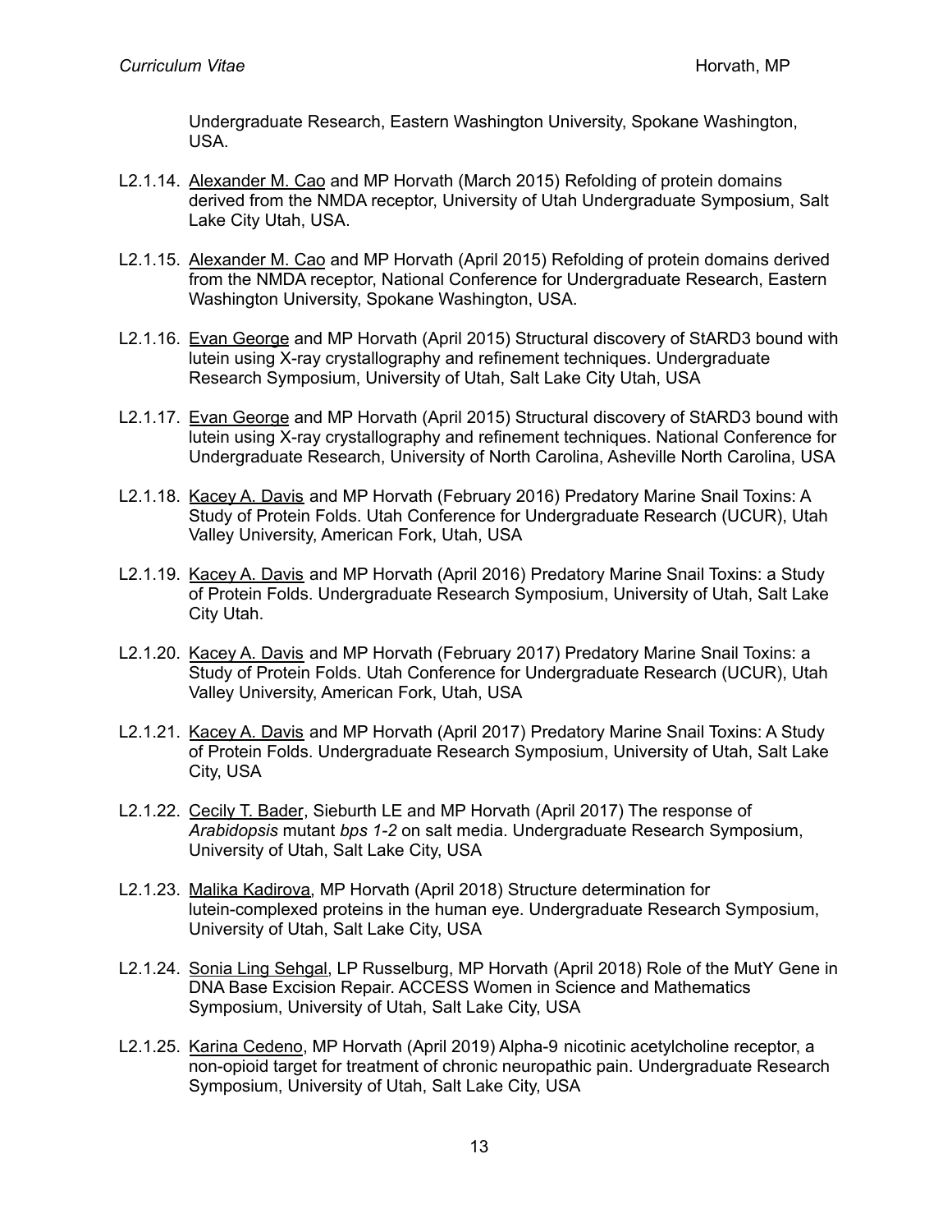Undergraduate Research, Eastern Washington University, Spokane Washington, USA.

L2.1.14. <u>Alexander M. Cao</u> and MP Horvath (March 2015) Refolding of protein domains derived from the NMDA receptor, University of Utah Undergraduate Symposium, Salt Lake City Utah, USA.

L2.1.15. <u>Alexander M. Cao</u> and MP Horvath (April 2015) Refolding of protein domains derived from the NMDA receptor, National Conference for Undergraduate Research, Eastern Washington University, Spokane Washington, USA.

L2.1.16. <u>Evan George</u> and MP Horvath (April 2015) Structural discovery of StARD3 bound with lutein using X-ray crystallography and refinement techniques. Undergraduate Research Symposium, University of Utah, Salt Lake City Utah, USA

L2.1.17. <u>Evan George</u> and MP Horvath (April 2015) Structural discovery of StARD3 bound with lutein using X-ray crystallography and refinement techniques. National Conference for Undergraduate Research, University of North Carolina, Asheville North Carolina, USA

L2.1.18. <u>Kacey A. Davis</u> and MP Horvath (February 2016) Predatory Marine Snail Toxins: A Study of Protein Folds. Utah Conference for Undergraduate Research (UCUR), Utah Valley University, American Fork, Utah, USA

L2.1.19. <u>Kacey A. Davis</u> and MP Horvath (April 2016) Predatory Marine Snail Toxins: a Study of Protein Folds. Undergraduate Research Symposium, University of Utah, Salt Lake City Utah.

L2.1.20. <u>Kacey A. Davis</u> and MP Horvath (February 2017) Predatory Marine Snail Toxins: a Study of Protein Folds. Utah Conference for Undergraduate Research (UCUR), Utah Valley University, American Fork, Utah, USA

L2.1.21. <u>Kacey A. Davis</u> and MP Horvath (April 2017) Predatory Marine Snail Toxins: A Study of Protein Folds. Undergraduate Research Symposium, University of Utah, Salt Lake City, USA

L2.1.22. <u>Cecily T. Bader</u>, Sieburth LE and MP Horvath (April 2017) The response of *Arabidopsis* mutant *bps 1-2* on salt media. Undergraduate Research Symposium, University of Utah, Salt Lake City, USA

L2.1.23. <u>Malika Kadirova</u>, MP Horvath (April 2018) Structure determination for lutein-complexed proteins in the human eye. Undergraduate Research Symposium, University of Utah, Salt Lake City, USA

L2.1.24. <u>Sonia Ling Sehgal</u>, LP Russelburg, MP Horvath (April 2018) Role of the MutY Gene in DNA Base Excision Repair. ACCESS Women in Science and Mathematics Symposium, University of Utah, Salt Lake City, USA

L2.1.25. <u>Karina Cedeno</u>, MP Horvath (April 2019) Alpha-9 nicotinic acetylcholine receptor, a non-opioid target for treatment of chronic neuropathic pain. Undergraduate Research Symposium, University of Utah, Salt Lake City, USA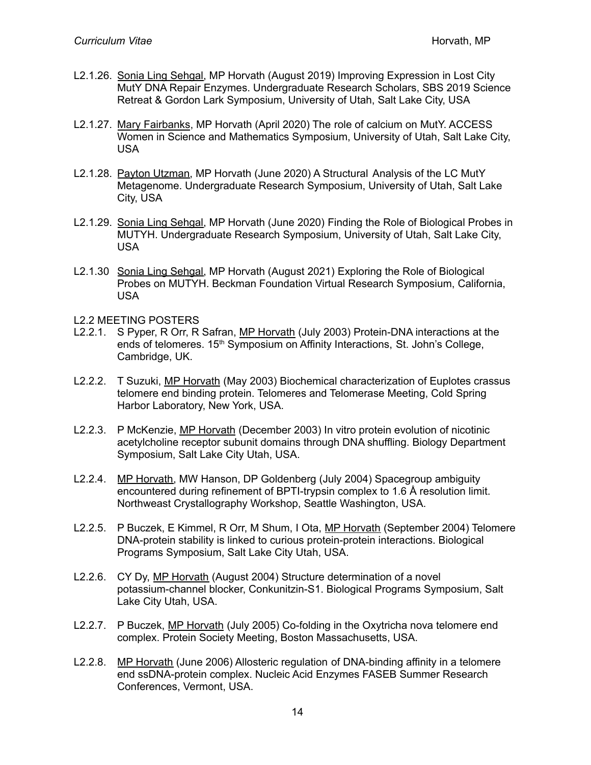L2.1.26. Sonia Ling Sehgal, MP Horvath (August 2019) Improving Expression in Lost City MutY DNA Repair Enzymes. Undergraduate Research Scholars, SBS 2019 Science Retreat & Gordon Lark Symposium, University of Utah, Salt Lake City, USA

L2.1.27. Mary Fairbanks, MP Horvath (April 2020) The role of calcium on MutY. ACCESS Women in Science and Mathematics Symposium, University of Utah, Salt Lake City, USA

L2.1.28. Payton Utzman, MP Horvath (June 2020) A Structural Analysis of the LC MutY Metagenome. Undergraduate Research Symposium, University of Utah, Salt Lake City, USA

L2.1.29. Sonia Ling Sehgal, MP Horvath (June 2020) Finding the Role of Biological Probes in MUTYH. Undergraduate Research Symposium, University of Utah, Salt Lake City, USA

L2.1.30 Sonia Ling Sehgal, MP Horvath (August 2021) Exploring the Role of Biological Probes on MUTYH. Beckman Foundation Virtual Research Symposium, California, USA

L2.2 MEETING POSTERS

L2.2.1. S Pyper, R Orr, R Safran, MP Horvath (July 2003) Protein-DNA interactions at the ends of telomeres. 15th Symposium on Affinity Interactions, St. John's College, Cambridge, UK.

L2.2.2. T Suzuki, MP Horvath (May 2003) Biochemical characterization of Euplotes crassus telomere end binding protein. Telomeres and Telomerase Meeting, Cold Spring Harbor Laboratory, New York, USA.

L2.2.3. P McKenzie, MP Horvath (December 2003) In vitro protein evolution of nicotinic acetylcholine receptor subunit domains through DNA shuffling. Biology Department Symposium, Salt Lake City Utah, USA.

L2.2.4. MP Horvath, MW Hanson, DP Goldenberg (July 2004) Spacegroup ambiguity encountered during refinement of BPTI-trypsin complex to 1.6 Å resolution limit. Northweast Crystallography Workshop, Seattle Washington, USA.

L2.2.5. P Buczek, E Kimmel, R Orr, M Shum, I Ota, MP Horvath (September 2004) Telomere DNA-protein stability is linked to curious protein-protein interactions. Biological Programs Symposium, Salt Lake City Utah, USA.

L2.2.6. CY Dy, MP Horvath (August 2004) Structure determination of a novel potassium-channel blocker, Conkunitzin-S1. Biological Programs Symposium, Salt Lake City Utah, USA.

L2.2.7. P Buczek, MP Horvath (July 2005) Co-folding in the Oxytricha nova telomere end complex. Protein Society Meeting, Boston Massachusetts, USA.

L2.2.8. MP Horvath (June 2006) Allosteric regulation of DNA-binding affinity in a telomere end ssDNA-protein complex. Nucleic Acid Enzymes FASEB Summer Research Conferences, Vermont, USA.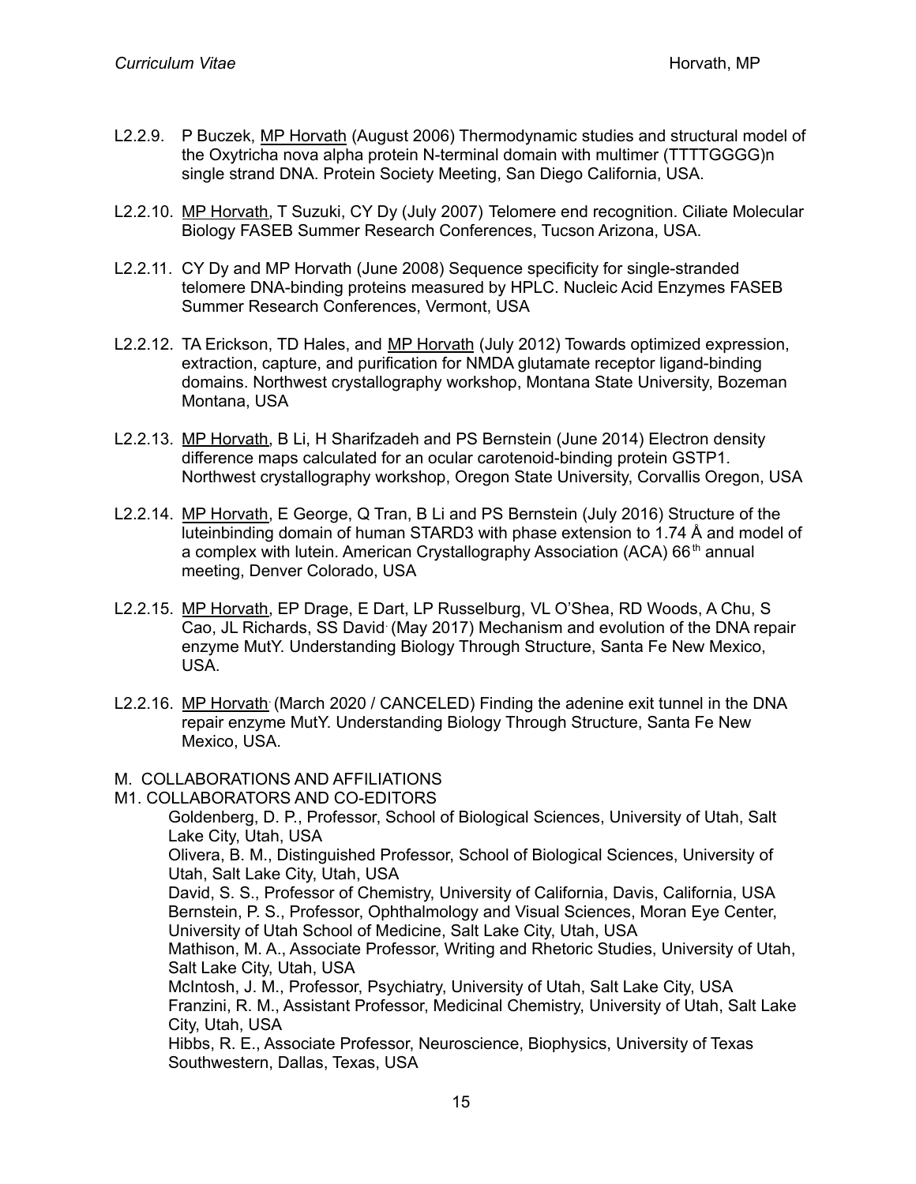L2.2.9. P Buczek, <u>MP Horvath</u> (August 2006) Thermodynamic studies and structural model of the Oxytricha nova alpha protein N-terminal domain with multimer (TTTTGGGG)n single strand DNA. Protein Society Meeting, San Diego California, USA.

L2.2.10. <u>MP Horvath</u>, T Suzuki, CY Dy (July 2007) Telomere end recognition. Ciliate Molecular Biology FASEB Summer Research Conferences, Tucson Arizona, USA.

L2.2.11. CY Dy and MP Horvath (June 2008) Sequence specificity for single-stranded telomere DNA-binding proteins measured by HPLC. Nucleic Acid Enzymes FASEB Summer Research Conferences, Vermont, USA

L2.2.12. TA Erickson, TD Hales, and <u>MP Horvath</u> (July 2012) Towards optimized expression, extraction, capture, and purification for NMDA glutamate receptor ligand-binding domains. Northwest crystallography workshop, Montana State University, Bozeman Montana, USA

L2.2.13. <u>MP Horvath</u>, B Li, H Sharifzadeh and PS Bernstein (June 2014) Electron density difference maps calculated for an ocular carotenoid-binding protein GSTP1. Northwest crystallography workshop, Oregon State University, Corvallis Oregon, USA

L2.2.14. <u>MP Horvath</u>, E George, Q Tran, B Li and PS Bernstein (July 2016) Structure of the luteinbinding domain of human STARD3 with phase extension to 1.74 Å and model of a complex with lutein. American Crystallography Association (ACA) 66th annual meeting, Denver Colorado, USA

L2.2.15. <u>MP Horvath</u>, EP Drage, E Dart, LP Russelburg, VL O'Shea, RD Woods, A Chu, S Cao, JL Richards, SS David (May 2017) Mechanism and evolution of the DNA repair enzyme MutY. Understanding Biology Through Structure, Santa Fe New Mexico, USA.

L2.2.16. <u>MP Horvath</u> (March 2020 / CANCELED) Finding the adenine exit tunnel in the DNA repair enzyme MutY. Understanding Biology Through Structure, Santa Fe New Mexico, USA.

M. COLLABORATIONS AND AFFILIATIONS

M1. COLLABORATORS AND CO-EDITORS

Goldenberg, D. P., Professor, School of Biological Sciences, University of Utah, Salt Lake City, Utah, USA
Olivera, B. M., Distinguished Professor, School of Biological Sciences, University of Utah, Salt Lake City, Utah, USA
David, S. S., Professor of Chemistry, University of California, Davis, California, USA
Bernstein, P. S., Professor, Ophthalmology and Visual Sciences, Moran Eye Center, University of Utah School of Medicine, Salt Lake City, Utah, USA
Mathison, M. A., Associate Professor, Writing and Rhetoric Studies, University of Utah, Salt Lake City, Utah, USA
McIntosh, J. M., Professor, Psychiatry, University of Utah, Salt Lake City, USA
Franzini, R. M., Assistant Professor, Medicinal Chemistry, University of Utah, Salt Lake City, Utah, USA
Hibbs, R. E., Associate Professor, Neuroscience, Biophysics, University of Texas Southwestern, Dallas, Texas, USA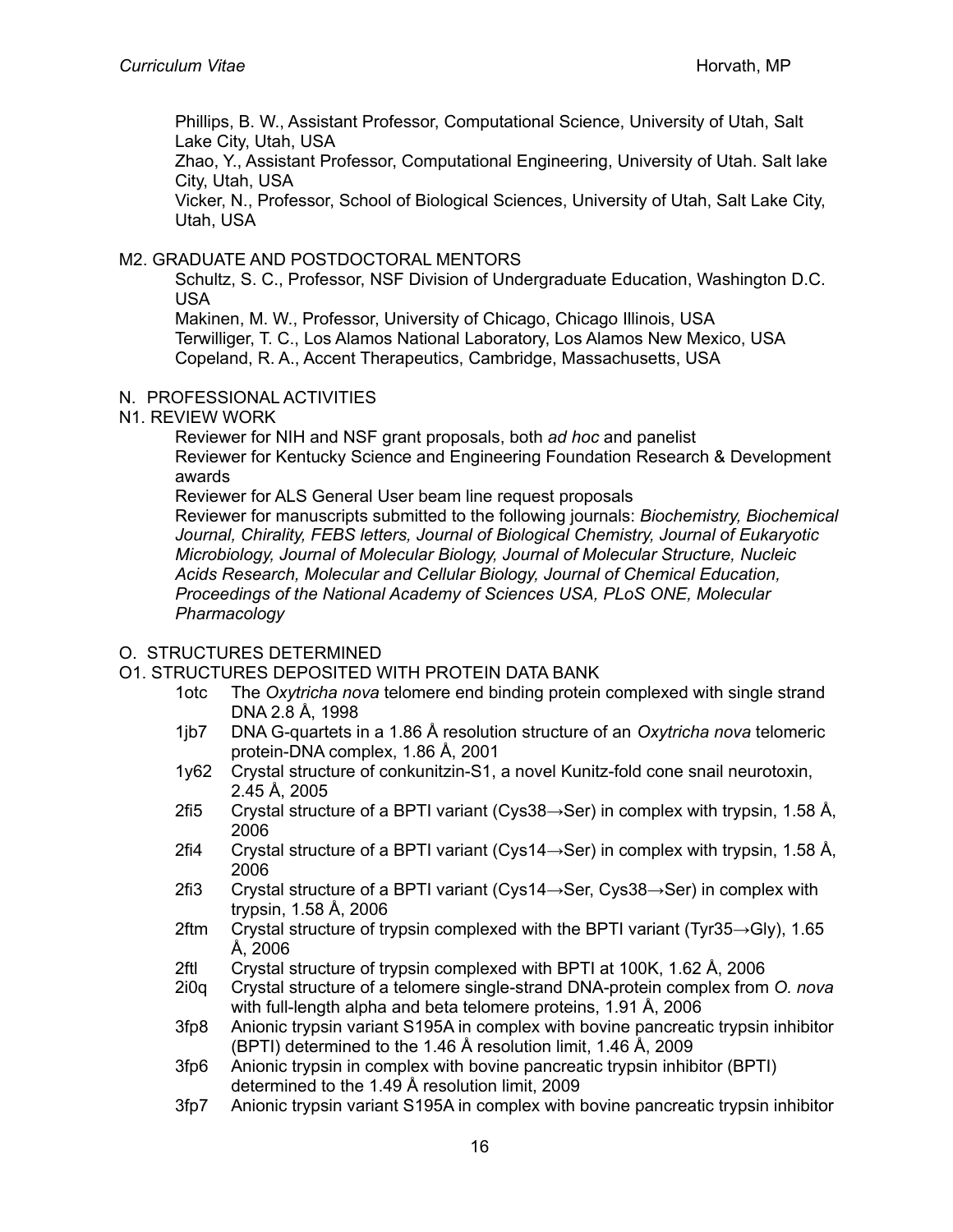Phillips, B. W., Assistant Professor, Computational Science, University of Utah, Salt Lake City, Utah, USA
Zhao, Y., Assistant Professor, Computational Engineering, University of Utah. Salt lake City, Utah, USA
Vicker, N., Professor, School of Biological Sciences, University of Utah, Salt Lake City, Utah, USA

M2. GRADUATE AND POSTDOCTORAL MENTORS

Schultz, S. C., Professor, NSF Division of Undergraduate Education, Washington D.C. USA
Makinen, M. W., Professor, University of Chicago, Chicago Illinois, USA
Terwilliger, T. C., Los Alamos National Laboratory, Los Alamos New Mexico, USA
Copeland, R. A., Accent Therapeutics, Cambridge, Massachusetts, USA

N. PROFESSIONAL ACTIVITIES

N1. REVIEW WORK

Reviewer for NIH and NSF grant proposals, both *ad hoc* and panelist
Reviewer for Kentucky Science and Engineering Foundation Research & Development awards
Reviewer for ALS General User beam line request proposals
Reviewer for manuscripts submitted to the following journals: *Biochemistry, Biochemical Journal, Chirality, FEBS letters, Journal of Biological Chemistry, Journal of Eukaryotic Microbiology, Journal of Molecular Biology, Journal of Molecular Structure, Nucleic Acids Research, Molecular and Cellular Biology, Journal of Chemical Education, Proceedings of the National Academy of Sciences USA, PLoS ONE, Molecular Pharmacology*

O. STRUCTURES DETERMINED

O1. STRUCTURES DEPOSITED WITH PROTEIN DATA BANK

- 1otc The *Oxytricha nova* telomere end binding protein complexed with single strand DNA 2.8 Å, 1998
- 1jb7 DNA G-quartets in a 1.86 Å resolution structure of an *Oxytricha nova* telomeric protein-DNA complex, 1.86 Å, 2001
- 1y62 Crystal structure of conkunitzin-S1, a novel Kunitz-fold cone snail neurotoxin, 2.45 Å, 2005
- 2fi5 Crystal structure of a BPTI variant (Cys38→Ser) in complex with trypsin, 1.58 Å, 2006
- 2fi4 Crystal structure of a BPTI variant (Cys14→Ser) in complex with trypsin, 1.58 Å, 2006
- 2fi3 Crystal structure of a BPTI variant (Cys14→Ser, Cys38→Ser) in complex with trypsin, 1.58 Å, 2006
- 2ftm Crystal structure of trypsin complexed with the BPTI variant (Tyr35→Gly), 1.65 Å, 2006
- 2ftl Crystal structure of trypsin complexed with BPTI at 100K, 1.62 Å, 2006
- 2i0q Crystal structure of a telomere single-strand DNA-protein complex from *O. nova* with full-length alpha and beta telomere proteins, 1.91 Å, 2006
- 3fp8 Anionic trypsin variant S195A in complex with bovine pancreatic trypsin inhibitor (BPTI) determined to the 1.46 Å resolution limit, 1.46 Å, 2009
- 3fp6 Anionic trypsin in complex with bovine pancreatic trypsin inhibitor (BPTI) determined to the 1.49 Å resolution limit, 2009
- 3fp7 Anionic trypsin variant S195A in complex with bovine pancreatic trypsin inhibitor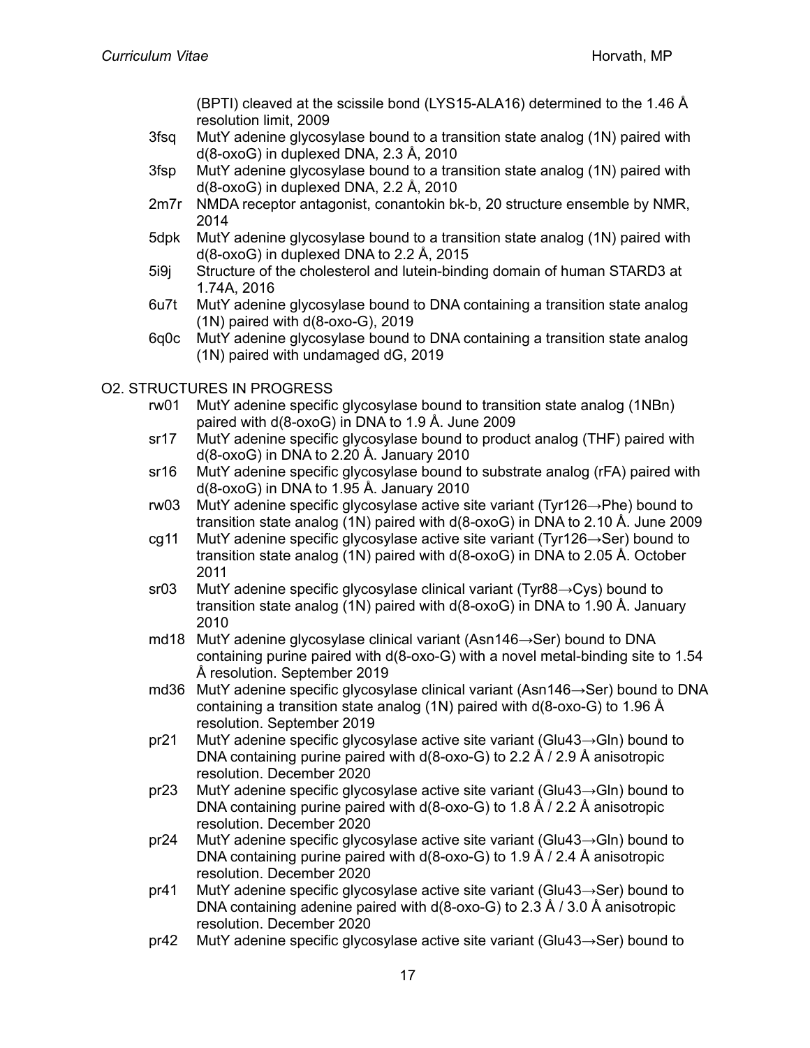(BPTI) cleaved at the scissile bond (LYS15-ALA16) determined to the 1.46 Å resolution limit, 2009

- 3fsq MutY adenine glycosylase bound to a transition state analog (1N) paired with d(8-oxoG) in duplexed DNA, 2.3 Å, 2010
- 3fsp MutY adenine glycosylase bound to a transition state analog (1N) paired with d(8-oxoG) in duplexed DNA, 2.2 Å, 2010
- 2m7r NMDA receptor antagonist, conantokin bk-b, 20 structure ensemble by NMR, 2014
- 5dpk MutY adenine glycosylase bound to a transition state analog (1N) paired with d(8-oxoG) in duplexed DNA to 2.2 Å, 2015
- 5i9j Structure of the cholesterol and lutein-binding domain of human STARD3 at 1.74A, 2016
- 6u7t MutY adenine glycosylase bound to DNA containing a transition state analog (1N) paired with d(8-oxo-G), 2019
- 6q0c MutY adenine glycosylase bound to DNA containing a transition state analog (1N) paired with undamaged dG, 2019

O2. STRUCTURES IN PROGRESS

- rw01 MutY adenine specific glycosylase bound to transition state analog (1NBn) paired with d(8-oxoG) in DNA to 1.9 Å. June 2009
- sr17 MutY adenine specific glycosylase bound to product analog (THF) paired with d(8-oxoG) in DNA to 2.20 Å. January 2010
- sr16 MutY adenine specific glycosylase bound to substrate analog (rFA) paired with d(8-oxoG) in DNA to 1.95 Å. January 2010
- rw03 MutY adenine specific glycosylase active site variant (Tyr126→Phe) bound to transition state analog (1N) paired with d(8-oxoG) in DNA to 2.10 Å. June 2009
- cg11 MutY adenine specific glycosylase active site variant (Tyr126→Ser) bound to transition state analog (1N) paired with d(8-oxoG) in DNA to 2.05 Å. October 2011
- sr03 MutY adenine specific glycosylase clinical variant (Tyr88→Cys) bound to transition state analog (1N) paired with d(8-oxoG) in DNA to 1.90 Å. January 2010
- md18 MutY adenine glycosylase clinical variant (Asn146→Ser) bound to DNA containing purine paired with d(8-oxo-G) with a novel metal-binding site to 1.54 Å resolution. September 2019
- md36 MutY adenine specific glycosylase clinical variant (Asn146→Ser) bound to DNA containing a transition state analog (1N) paired with d(8-oxo-G) to 1.96 Å resolution. September 2019
- pr21 MutY adenine specific glycosylase active site variant (Glu43→Gln) bound to DNA containing purine paired with d(8-oxo-G) to 2.2 Å / 2.9 Å anisotropic resolution. December 2020
- pr23 MutY adenine specific glycosylase active site variant (Glu43→Gln) bound to DNA containing purine paired with d(8-oxo-G) to 1.8 Å / 2.2 Å anisotropic resolution. December 2020
- pr24 MutY adenine specific glycosylase active site variant (Glu43→Gln) bound to DNA containing purine paired with d(8-oxo-G) to 1.9 Å / 2.4 Å anisotropic resolution. December 2020
- pr41 MutY adenine specific glycosylase active site variant (Glu43→Ser) bound to DNA containing adenine paired with d(8-oxo-G) to 2.3 Å / 3.0 Å anisotropic resolution. December 2020
- pr42 MutY adenine specific glycosylase active site variant (Glu43→Ser) bound to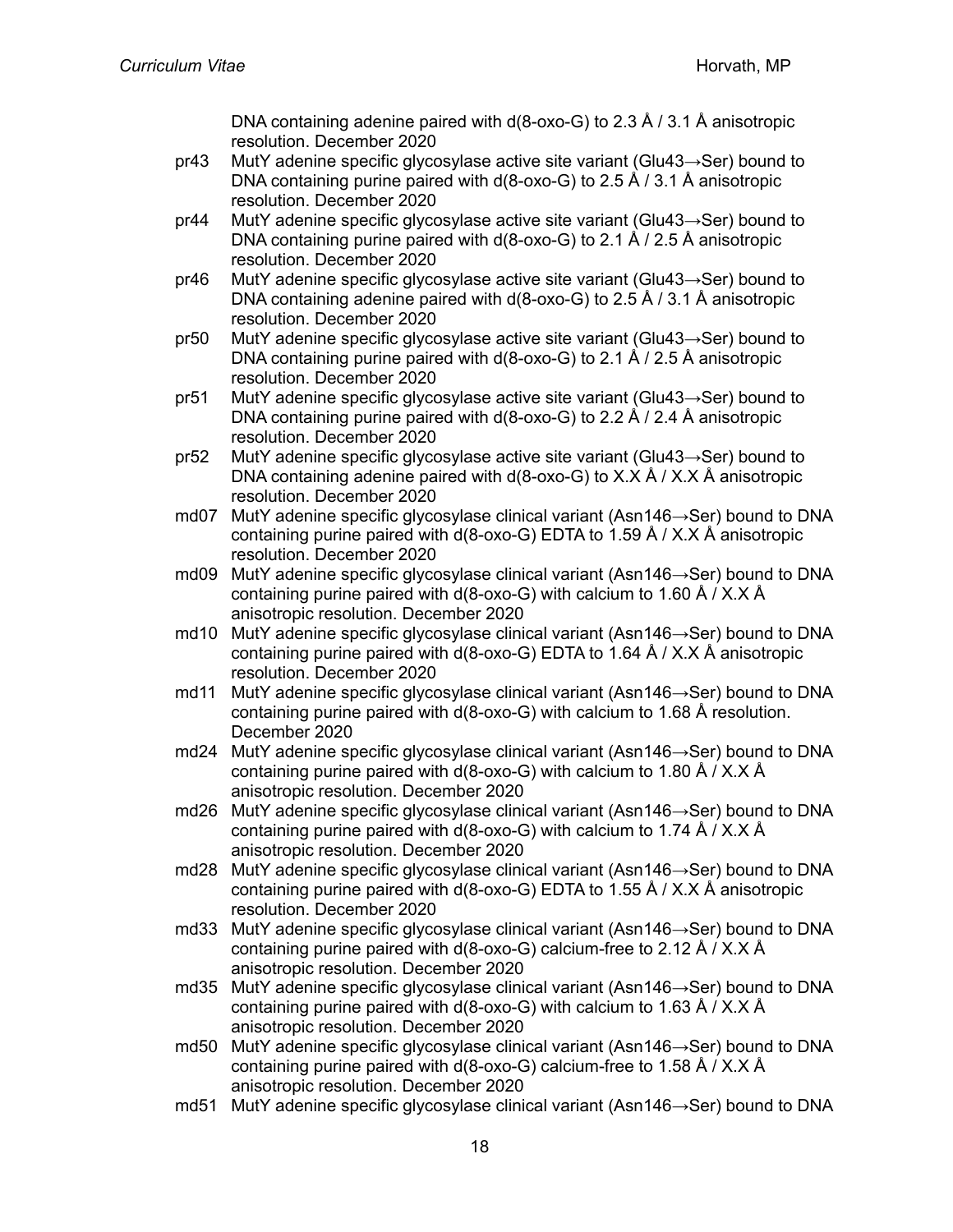DNA containing adenine paired with d(8-oxo-G) to 2.3 Å / 3.1 Å anisotropic resolution. December 2020

pr43 MutY adenine specific glycosylase active site variant (Glu43→Ser) bound to DNA containing purine paired with d(8-oxo-G) to 2.5 Å / 3.1 Å anisotropic resolution. December 2020

pr44 MutY adenine specific glycosylase active site variant (Glu43→Ser) bound to DNA containing purine paired with d(8-oxo-G) to 2.1 Å / 2.5 Å anisotropic resolution. December 2020

pr46 MutY adenine specific glycosylase active site variant (Glu43→Ser) bound to DNA containing adenine paired with d(8-oxo-G) to 2.5 Å / 3.1 Å anisotropic resolution. December 2020

pr50 MutY adenine specific glycosylase active site variant (Glu43→Ser) bound to DNA containing purine paired with d(8-oxo-G) to 2.1 Å / 2.5 Å anisotropic resolution. December 2020

pr51 MutY adenine specific glycosylase active site variant (Glu43→Ser) bound to DNA containing purine paired with d(8-oxo-G) to 2.2 Å / 2.4 Å anisotropic resolution. December 2020

pr52 MutY adenine specific glycosylase active site variant (Glu43→Ser) bound to DNA containing adenine paired with d(8-oxo-G) to X.X Å / X.X Å anisotropic resolution. December 2020

md07 MutY adenine specific glycosylase clinical variant (Asn146→Ser) bound to DNA containing purine paired with d(8-oxo-G) EDTA to 1.59 Å / X.X Å anisotropic resolution. December 2020

md09 MutY adenine specific glycosylase clinical variant (Asn146→Ser) bound to DNA containing purine paired with d(8-oxo-G) with calcium to 1.60 Å / X.X Å anisotropic resolution. December 2020

md10 MutY adenine specific glycosylase clinical variant (Asn146→Ser) bound to DNA containing purine paired with d(8-oxo-G) EDTA to 1.64 Å / X.X Å anisotropic resolution. December 2020

md11 MutY adenine specific glycosylase clinical variant (Asn146→Ser) bound to DNA containing purine paired with d(8-oxo-G) with calcium to 1.68 Å resolution. December 2020

md24 MutY adenine specific glycosylase clinical variant (Asn146→Ser) bound to DNA containing purine paired with d(8-oxo-G) with calcium to 1.80 Å / X.X Å anisotropic resolution. December 2020

md26 MutY adenine specific glycosylase clinical variant (Asn146→Ser) bound to DNA containing purine paired with d(8-oxo-G) with calcium to 1.74 Å / X.X Å anisotropic resolution. December 2020

md28 MutY adenine specific glycosylase clinical variant (Asn146→Ser) bound to DNA containing purine paired with d(8-oxo-G) EDTA to 1.55 Å / X.X Å anisotropic resolution. December 2020

md33 MutY adenine specific glycosylase clinical variant (Asn146→Ser) bound to DNA containing purine paired with d(8-oxo-G) calcium-free to 2.12 Å / X.X Å anisotropic resolution. December 2020

md35 MutY adenine specific glycosylase clinical variant (Asn146→Ser) bound to DNA containing purine paired with d(8-oxo-G) with calcium to 1.63 Å / X.X Å anisotropic resolution. December 2020

md50 MutY adenine specific glycosylase clinical variant (Asn146→Ser) bound to DNA containing purine paired with d(8-oxo-G) calcium-free to 1.58 Å / X.X Å anisotropic resolution. December 2020

md51 MutY adenine specific glycosylase clinical variant (Asn146→Ser) bound to DNA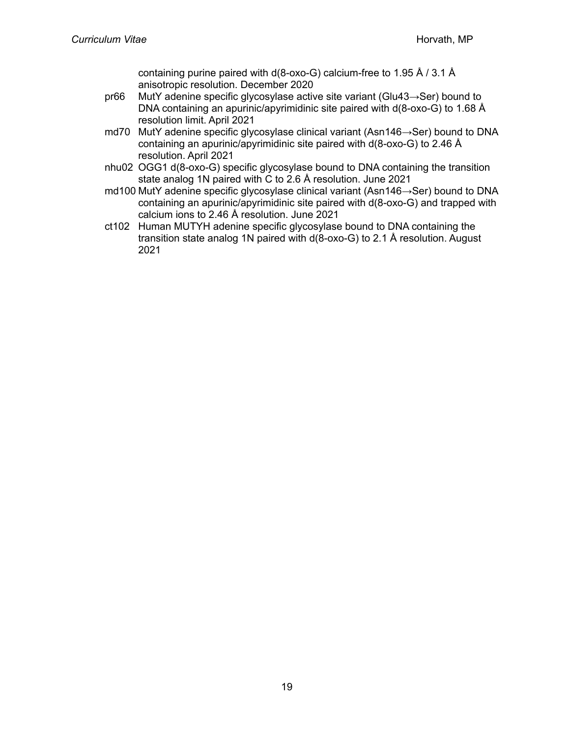containing purine paired with d(8-oxo-G) calcium-free to 1.95 Å / 3.1 Å anisotropic resolution. December 2020

- pr66 MutY adenine specific glycosylase active site variant (Glu43→Ser) bound to DNA containing an apurinic/apyrimidinic site paired with d(8-oxo-G) to 1.68 Å resolution limit. April 2021
- md70 MutY adenine specific glycosylase clinical variant (Asn146→Ser) bound to DNA containing an apurinic/apyrimidinic site paired with d(8-oxo-G) to 2.46 Å resolution. April 2021
- nhu02 OGG1 d(8-oxo-G) specific glycosylase bound to DNA containing the transition state analog 1N paired with C to 2.6 Å resolution. June 2021
- md100 MutY adenine specific glycosylase clinical variant (Asn146→Ser) bound to DNA containing an apurinic/apyrimidinic site paired with d(8-oxo-G) and trapped with calcium ions to 2.46 Å resolution. June 2021
- ct102 Human MUTYH adenine specific glycosylase bound to DNA containing the transition state analog 1N paired with d(8-oxo-G) to 2.1 Å resolution. August 2021